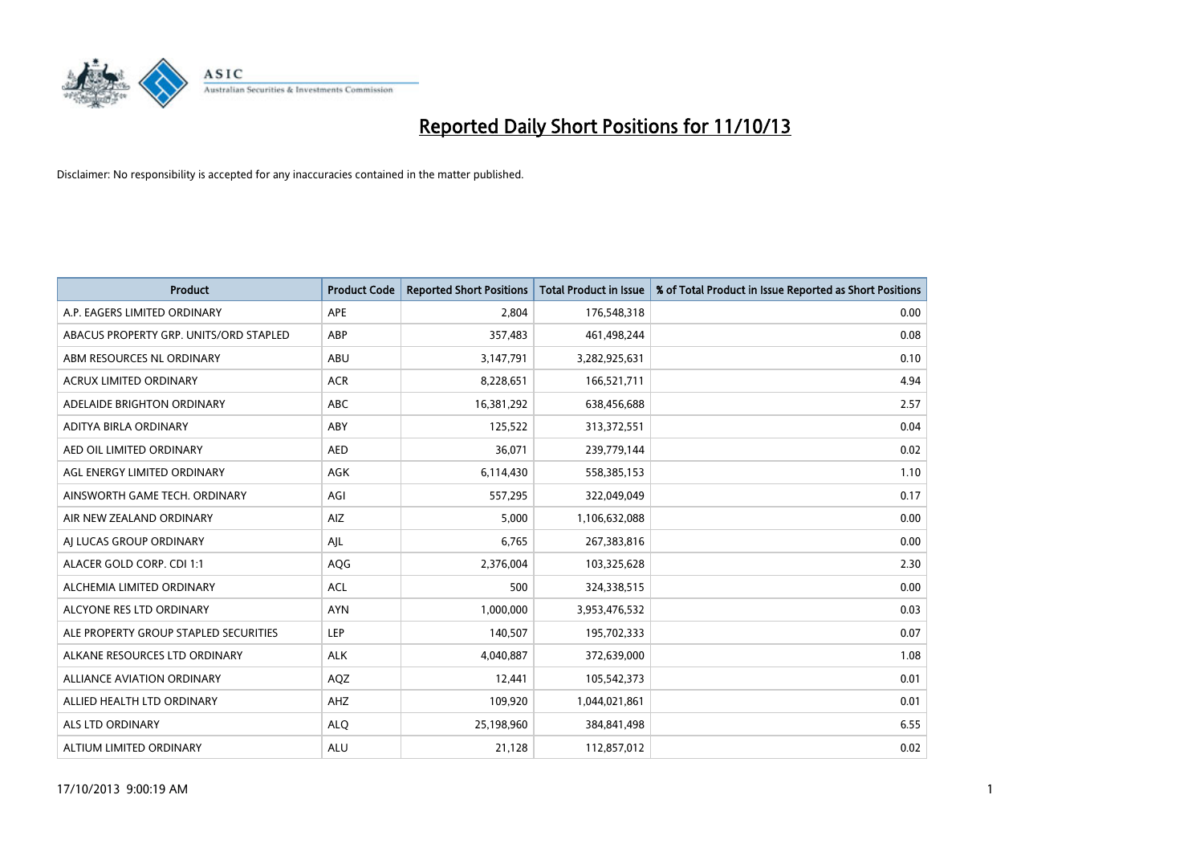# Reported Daily Short Positions for 11/10/13

Disclaimer: No responsibility is accepted for any inaccuracies contained in the matter published.

| Product | Product Code | Reported Short Positions | Total Product in Issue | % of Total Product in Issue Reported as Short Positions |
|---|---|---|---|---|
| A.P. EAGERS LIMITED ORDINARY | APE | 2,804 | 176,548,318 | 0.00 |
| ABACUS PROPERTY GRP. UNITS/ORD STAPLED | ABP | 357,483 | 461,498,244 | 0.08 |
| ABM RESOURCES NL ORDINARY | ABU | 3,147,791 | 3,282,925,631 | 0.10 |
| ACRUX LIMITED ORDINARY | ACR | 8,228,651 | 166,521,711 | 4.94 |
| ADELAIDE BRIGHTON ORDINARY | ABC | 16,381,292 | 638,456,688 | 2.57 |
| ADITYA BIRLA ORDINARY | ABY | 125,522 | 313,372,551 | 0.04 |
| AED OIL LIMITED ORDINARY | AED | 36,071 | 239,779,144 | 0.02 |
| AGL ENERGY LIMITED ORDINARY | AGK | 6,114,430 | 558,385,153 | 1.10 |
| AINSWORTH GAME TECH. ORDINARY | AGI | 557,295 | 322,049,049 | 0.17 |
| AIR NEW ZEALAND ORDINARY | AIZ | 5,000 | 1,106,632,088 | 0.00 |
| AJ LUCAS GROUP ORDINARY | AJL | 6,765 | 267,383,816 | 0.00 |
| ALACER GOLD CORP. CDI 1:1 | AQG | 2,376,004 | 103,325,628 | 2.30 |
| ALCHEMIA LIMITED ORDINARY | ACL | 500 | 324,338,515 | 0.00 |
| ALCYONE RES LTD ORDINARY | AYN | 1,000,000 | 3,953,476,532 | 0.03 |
| ALE PROPERTY GROUP STAPLED SECURITIES | LEP | 140,507 | 195,702,333 | 0.07 |
| ALKANE RESOURCES LTD ORDINARY | ALK | 4,040,887 | 372,639,000 | 1.08 |
| ALLIANCE AVIATION ORDINARY | AQZ | 12,441 | 105,542,373 | 0.01 |
| ALLIED HEALTH LTD ORDINARY | AHZ | 109,920 | 1,044,021,861 | 0.01 |
| ALS LTD ORDINARY | ALQ | 25,198,960 | 384,841,498 | 6.55 |
| ALTIUM LIMITED ORDINARY | ALU | 21,128 | 112,857,012 | 0.02 |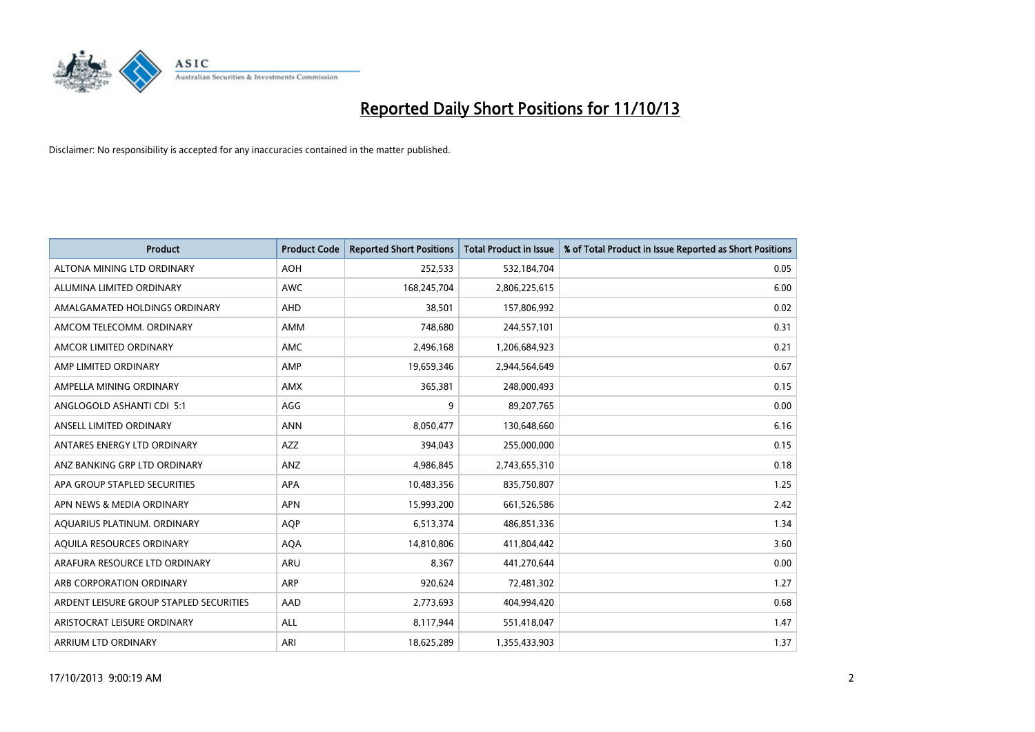# Reported Daily Short Positions for 11/10/13

Disclaimer: No responsibility is accepted for any inaccuracies contained in the matter published.

| Product | Product Code | Reported Short Positions | Total Product in Issue | % of Total Product in Issue Reported as Short Positions |
|---|---|---|---|---|
| ALTONA MINING LTD ORDINARY | AOH | 252,533 | 532,184,704 | 0.05 |
| ALUMINA LIMITED ORDINARY | AWC | 168,245,704 | 2,806,225,615 | 6.00 |
| AMALGAMATED HOLDINGS ORDINARY | AHD | 38,501 | 157,806,992 | 0.02 |
| AMCOM TELECOMM. ORDINARY | AMM | 748,680 | 244,557,101 | 0.31 |
| AMCOR LIMITED ORDINARY | AMC | 2,496,168 | 1,206,684,923 | 0.21 |
| AMP LIMITED ORDINARY | AMP | 19,659,346 | 2,944,564,649 | 0.67 |
| AMPELLA MINING ORDINARY | AMX | 365,381 | 248,000,493 | 0.15 |
| ANGLOGOLD ASHANTI CDI 5:1 | AGG | 9 | 89,207,765 | 0.00 |
| ANSELL LIMITED ORDINARY | ANN | 8,050,477 | 130,648,660 | 6.16 |
| ANTARES ENERGY LTD ORDINARY | AZZ | 394,043 | 255,000,000 | 0.15 |
| ANZ BANKING GRP LTD ORDINARY | ANZ | 4,986,845 | 2,743,655,310 | 0.18 |
| APA GROUP STAPLED SECURITIES | APA | 10,483,356 | 835,750,807 | 1.25 |
| APN NEWS & MEDIA ORDINARY | APN | 15,993,200 | 661,526,586 | 2.42 |
| AQUARIUS PLATINUM. ORDINARY | AQP | 6,513,374 | 486,851,336 | 1.34 |
| AQUILA RESOURCES ORDINARY | AQA | 14,810,806 | 411,804,442 | 3.60 |
| ARAFURA RESOURCE LTD ORDINARY | ARU | 8,367 | 441,270,644 | 0.00 |
| ARB CORPORATION ORDINARY | ARP | 920,624 | 72,481,302 | 1.27 |
| ARDENT LEISURE GROUP STAPLED SECURITIES | AAD | 2,773,693 | 404,994,420 | 0.68 |
| ARISTOCRAT LEISURE ORDINARY | ALL | 8,117,944 | 551,418,047 | 1.47 |
| ARRIUM LTD ORDINARY | ARI | 18,625,289 | 1,355,433,903 | 1.37 |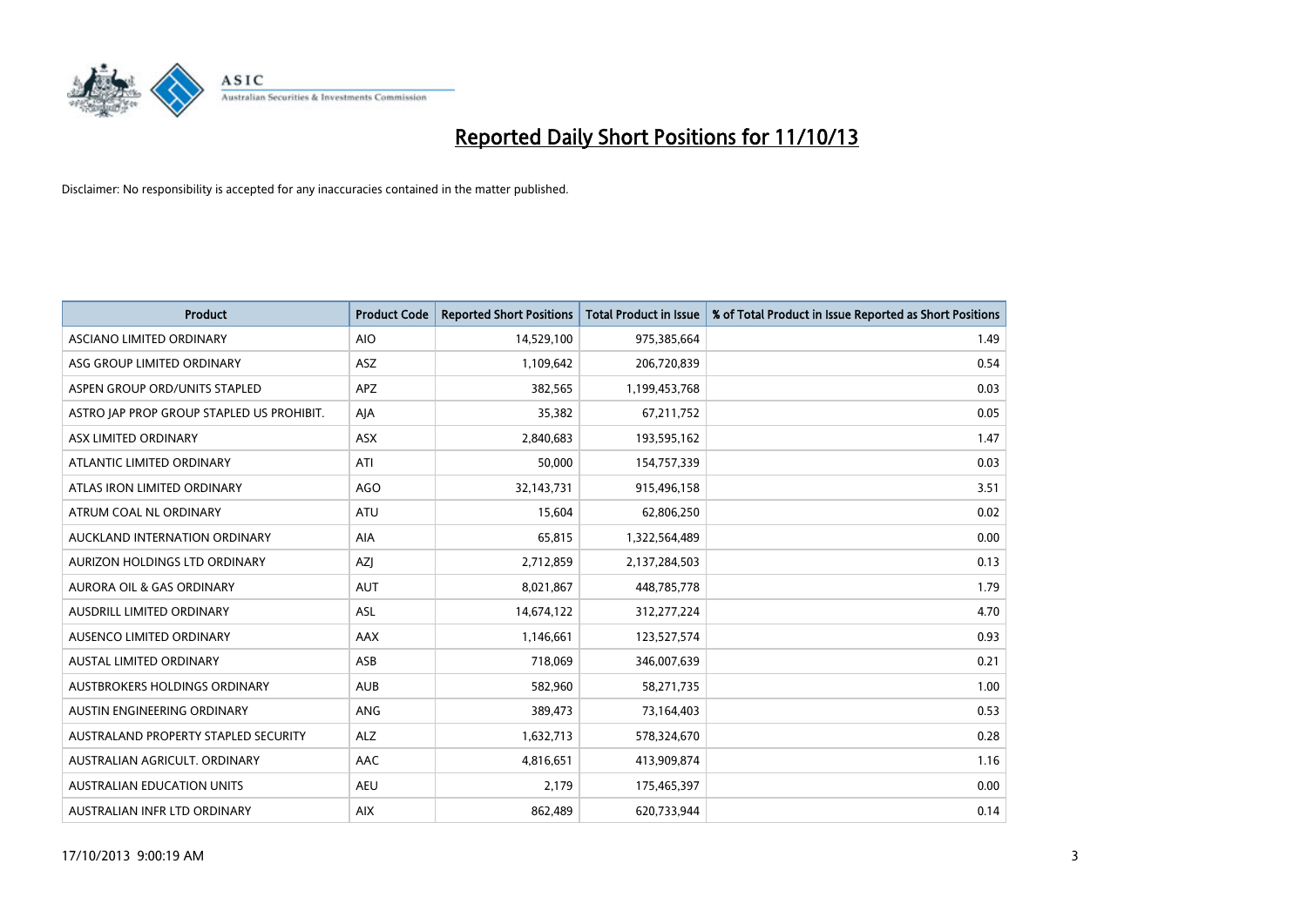# Reported Daily Short Positions for 11/10/13

Disclaimer: No responsibility is accepted for any inaccuracies contained in the matter published.

| Product | Product Code | Reported Short Positions | Total Product in Issue | % of Total Product in Issue Reported as Short Positions |
| --- | --- | --- | --- | --- |
| ASCIANO LIMITED ORDINARY | AIO | 14,529,100 | 975,385,664 | 1.49 |
| ASG GROUP LIMITED ORDINARY | ASZ | 1,109,642 | 206,720,839 | 0.54 |
| ASPEN GROUP ORD/UNITS STAPLED | APZ | 382,565 | 1,199,453,768 | 0.03 |
| ASTRO JAP PROP GROUP STAPLED US PROHIBIT. | AJA | 35,382 | 67,211,752 | 0.05 |
| ASX LIMITED ORDINARY | ASX | 2,840,683 | 193,595,162 | 1.47 |
| ATLANTIC LIMITED ORDINARY | ATI | 50,000 | 154,757,339 | 0.03 |
| ATLAS IRON LIMITED ORDINARY | AGO | 32,143,731 | 915,496,158 | 3.51 |
| ATRUM COAL NL ORDINARY | ATU | 15,604 | 62,806,250 | 0.02 |
| AUCKLAND INTERNATION ORDINARY | AIA | 65,815 | 1,322,564,489 | 0.00 |
| AURIZON HOLDINGS LTD ORDINARY | AZJ | 2,712,859 | 2,137,284,503 | 0.13 |
| AURORA OIL & GAS ORDINARY | AUT | 8,021,867 | 448,785,778 | 1.79 |
| AUSDRILL LIMITED ORDINARY | ASL | 14,674,122 | 312,277,224 | 4.70 |
| AUSENCO LIMITED ORDINARY | AAX | 1,146,661 | 123,527,574 | 0.93 |
| AUSTAL LIMITED ORDINARY | ASB | 718,069 | 346,007,639 | 0.21 |
| AUSTBROKERS HOLDINGS ORDINARY | AUB | 582,960 | 58,271,735 | 1.00 |
| AUSTIN ENGINEERING ORDINARY | ANG | 389,473 | 73,164,403 | 0.53 |
| AUSTRALAND PROPERTY STAPLED SECURITY | ALZ | 1,632,713 | 578,324,670 | 0.28 |
| AUSTRALIAN AGRICULT. ORDINARY | AAC | 4,816,651 | 413,909,874 | 1.16 |
| AUSTRALIAN EDUCATION UNITS | AEU | 2,179 | 175,465,397 | 0.00 |
| AUSTRALIAN INFR LTD ORDINARY | AIX | 862,489 | 620,733,944 | 0.14 |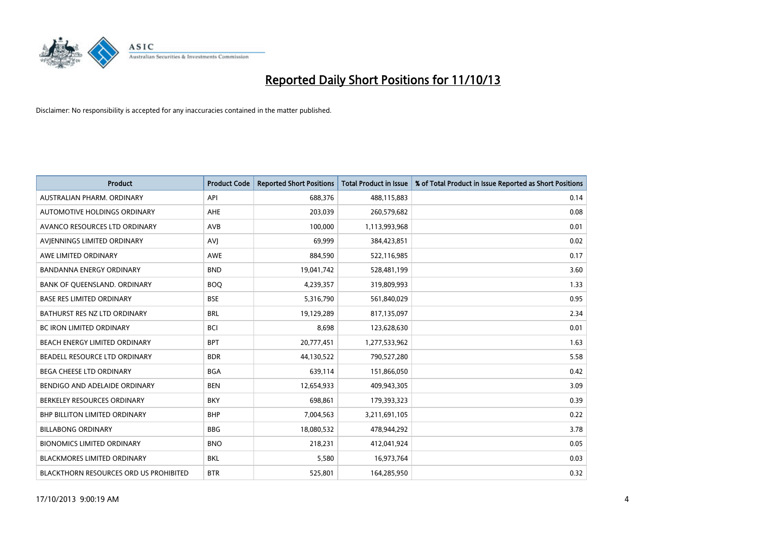# Reported Daily Short Positions for 11/10/13

Disclaimer: No responsibility is accepted for any inaccuracies contained in the matter published.

| Product | Product Code | Reported Short Positions | Total Product in Issue | % of Total Product in Issue Reported as Short Positions |
|---|---|---|---|---|
| AUSTRALIAN PHARM. ORDINARY | API | 688,376 | 488,115,883 | 0.14 |
| AUTOMOTIVE HOLDINGS ORDINARY | AHE | 203,039 | 260,579,682 | 0.08 |
| AVANCO RESOURCES LTD ORDINARY | AVB | 100,000 | 1,113,993,968 | 0.01 |
| AVJENNINGS LIMITED ORDINARY | AVJ | 69,999 | 384,423,851 | 0.02 |
| AWE LIMITED ORDINARY | AWE | 884,590 | 522,116,985 | 0.17 |
| BANDANNA ENERGY ORDINARY | BND | 19,041,742 | 528,481,199 | 3.60 |
| BANK OF QUEENSLAND. ORDINARY | BOQ | 4,239,357 | 319,809,993 | 1.33 |
| BASE RES LIMITED ORDINARY | BSE | 5,316,790 | 561,840,029 | 0.95 |
| BATHURST RES NZ LTD ORDINARY | BRL | 19,129,289 | 817,135,097 | 2.34 |
| BC IRON LIMITED ORDINARY | BCI | 8,698 | 123,628,630 | 0.01 |
| BEACH ENERGY LIMITED ORDINARY | BPT | 20,777,451 | 1,277,533,962 | 1.63 |
| BEADELL RESOURCE LTD ORDINARY | BDR | 44,130,522 | 790,527,280 | 5.58 |
| BEGA CHEESE LTD ORDINARY | BGA | 639,114 | 151,866,050 | 0.42 |
| BENDIGO AND ADELAIDE ORDINARY | BEN | 12,654,933 | 409,943,305 | 3.09 |
| BERKELEY RESOURCES ORDINARY | BKY | 698,861 | 179,393,323 | 0.39 |
| BHP BILLITON LIMITED ORDINARY | BHP | 7,004,563 | 3,211,691,105 | 0.22 |
| BILLABONG ORDINARY | BBG | 18,080,532 | 478,944,292 | 3.78 |
| BIONOMICS LIMITED ORDINARY | BNO | 218,231 | 412,041,924 | 0.05 |
| BLACKMORES LIMITED ORDINARY | BKL | 5,580 | 16,973,764 | 0.03 |
| BLACKTHORN RESOURCES ORD US PROHIBITED | BTR | 525,801 | 164,285,950 | 0.32 |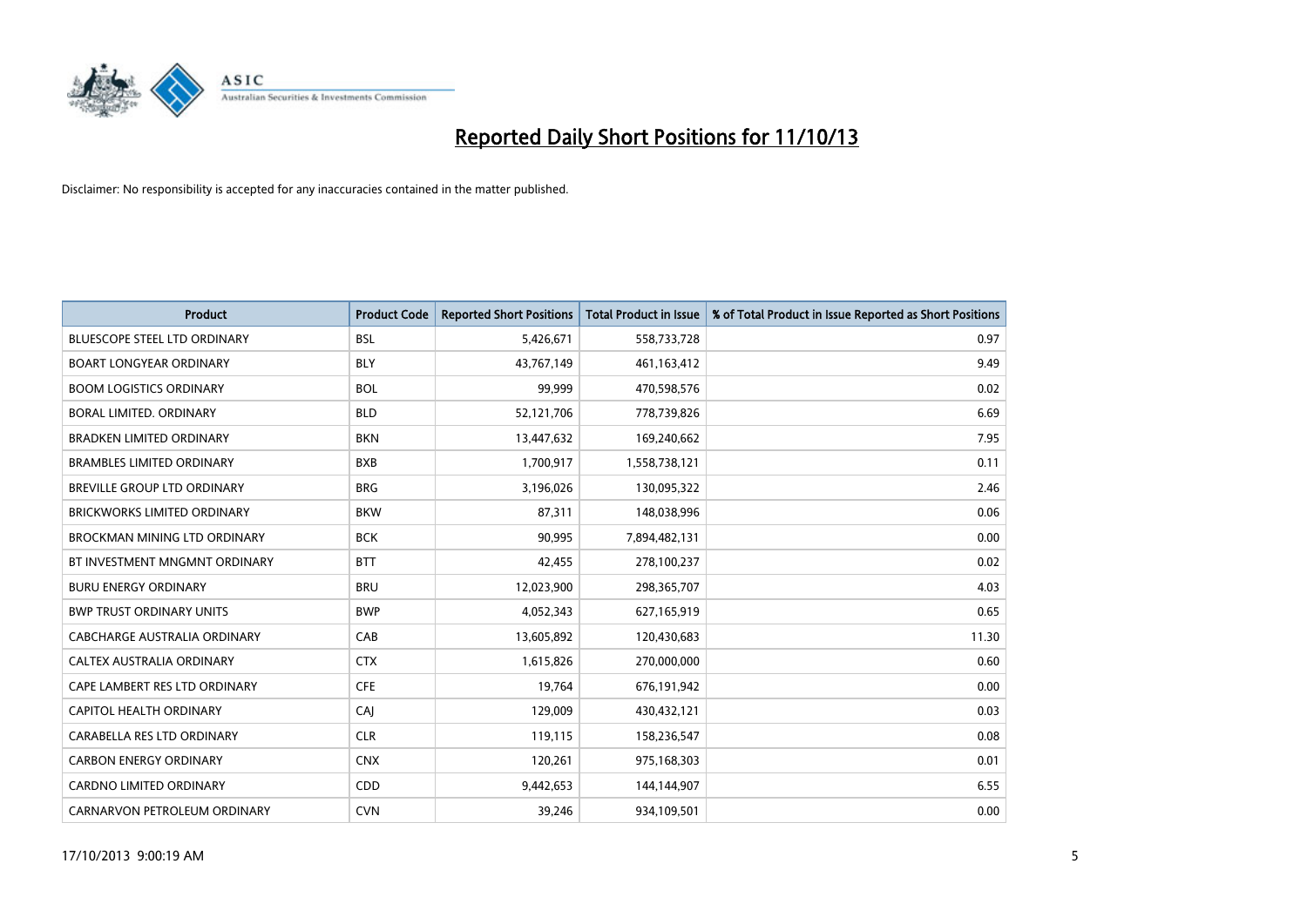# Reported Daily Short Positions for 11/10/13

Disclaimer: No responsibility is accepted for any inaccuracies contained in the matter published.

| Product | Product Code | Reported Short Positions | Total Product in Issue | % of Total Product in Issue Reported as Short Positions |
| --- | --- | --- | --- | --- |
| BLUESCOPE STEEL LTD ORDINARY | BSL | 5,426,671 | 558,733,728 | 0.97 |
| BOART LONGYEAR ORDINARY | BLY | 43,767,149 | 461,163,412 | 9.49 |
| BOOM LOGISTICS ORDINARY | BOL | 99,999 | 470,598,576 | 0.02 |
| BORAL LIMITED. ORDINARY | BLD | 52,121,706 | 778,739,826 | 6.69 |
| BRADKEN LIMITED ORDINARY | BKN | 13,447,632 | 169,240,662 | 7.95 |
| BRAMBLES LIMITED ORDINARY | BXB | 1,700,917 | 1,558,738,121 | 0.11 |
| BREVILLE GROUP LTD ORDINARY | BRG | 3,196,026 | 130,095,322 | 2.46 |
| BRICKWORKS LIMITED ORDINARY | BKW | 87,311 | 148,038,996 | 0.06 |
| BROCKMAN MINING LTD ORDINARY | BCK | 90,995 | 7,894,482,131 | 0.00 |
| BT INVESTMENT MNGMNT ORDINARY | BTT | 42,455 | 278,100,237 | 0.02 |
| BURU ENERGY ORDINARY | BRU | 12,023,900 | 298,365,707 | 4.03 |
| BWP TRUST ORDINARY UNITS | BWP | 4,052,343 | 627,165,919 | 0.65 |
| CABCHARGE AUSTRALIA ORDINARY | CAB | 13,605,892 | 120,430,683 | 11.30 |
| CALTEX AUSTRALIA ORDINARY | CTX | 1,615,826 | 270,000,000 | 0.60 |
| CAPE LAMBERT RES LTD ORDINARY | CFE | 19,764 | 676,191,942 | 0.00 |
| CAPITOL HEALTH ORDINARY | CAJ | 129,009 | 430,432,121 | 0.03 |
| CARABELLA RES LTD ORDINARY | CLR | 119,115 | 158,236,547 | 0.08 |
| CARBON ENERGY ORDINARY | CNX | 120,261 | 975,168,303 | 0.01 |
| CARDNO LIMITED ORDINARY | CDD | 9,442,653 | 144,144,907 | 6.55 |
| CARNARVON PETROLEUM ORDINARY | CVN | 39,246 | 934,109,501 | 0.00 |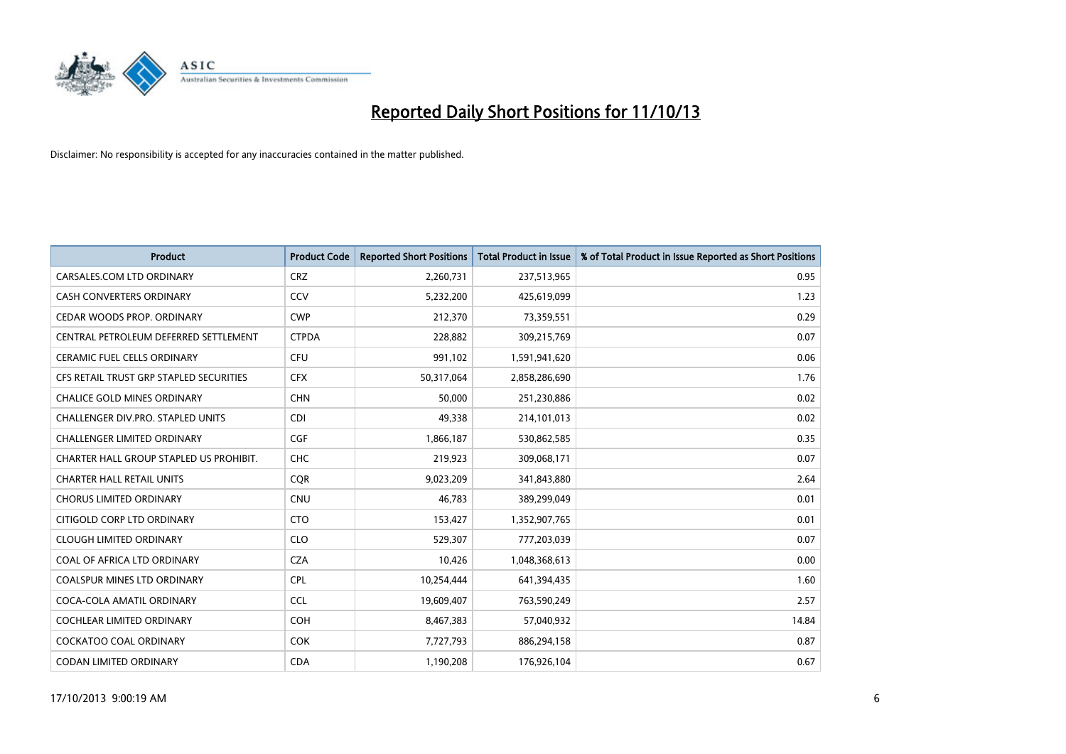# Reported Daily Short Positions for 11/10/13

Disclaimer: No responsibility is accepted for any inaccuracies contained in the matter published.

| Product | Product Code | Reported Short Positions | Total Product in Issue | % of Total Product in Issue Reported as Short Positions |
|---|---|---|---|---|
| CARSALES.COM LTD ORDINARY | CRZ | 2,260,731 | 237,513,965 | 0.95 |
| CASH CONVERTERS ORDINARY | CCV | 5,232,200 | 425,619,099 | 1.23 |
| CEDAR WOODS PROP. ORDINARY | CWP | 212,370 | 73,359,551 | 0.29 |
| CENTRAL PETROLEUM DEFERRED SETTLEMENT | CTPDA | 228,882 | 309,215,769 | 0.07 |
| CERAMIC FUEL CELLS ORDINARY | CFU | 991,102 | 1,591,941,620 | 0.06 |
| CFS RETAIL TRUST GRP STAPLED SECURITIES | CFX | 50,317,064 | 2,858,286,690 | 1.76 |
| CHALICE GOLD MINES ORDINARY | CHN | 50,000 | 251,230,886 | 0.02 |
| CHALLENGER DIV.PRO. STAPLED UNITS | CDI | 49,338 | 214,101,013 | 0.02 |
| CHALLENGER LIMITED ORDINARY | CGF | 1,866,187 | 530,862,585 | 0.35 |
| CHARTER HALL GROUP STAPLED US PROHIBIT. | CHC | 219,923 | 309,068,171 | 0.07 |
| CHARTER HALL RETAIL UNITS | CQR | 9,023,209 | 341,843,880 | 2.64 |
| CHORUS LIMITED ORDINARY | CNU | 46,783 | 389,299,049 | 0.01 |
| CITIGOLD CORP LTD ORDINARY | CTO | 153,427 | 1,352,907,765 | 0.01 |
| CLOUGH LIMITED ORDINARY | CLO | 529,307 | 777,203,039 | 0.07 |
| COAL OF AFRICA LTD ORDINARY | CZA | 10,426 | 1,048,368,613 | 0.00 |
| COALSPUR MINES LTD ORDINARY | CPL | 10,254,444 | 641,394,435 | 1.60 |
| COCA-COLA AMATIL ORDINARY | CCL | 19,609,407 | 763,590,249 | 2.57 |
| COCHLEAR LIMITED ORDINARY | COH | 8,467,383 | 57,040,932 | 14.84 |
| COCKATOO COAL ORDINARY | COK | 7,727,793 | 886,294,158 | 0.87 |
| CODAN LIMITED ORDINARY | CDA | 1,190,208 | 176,926,104 | 0.67 |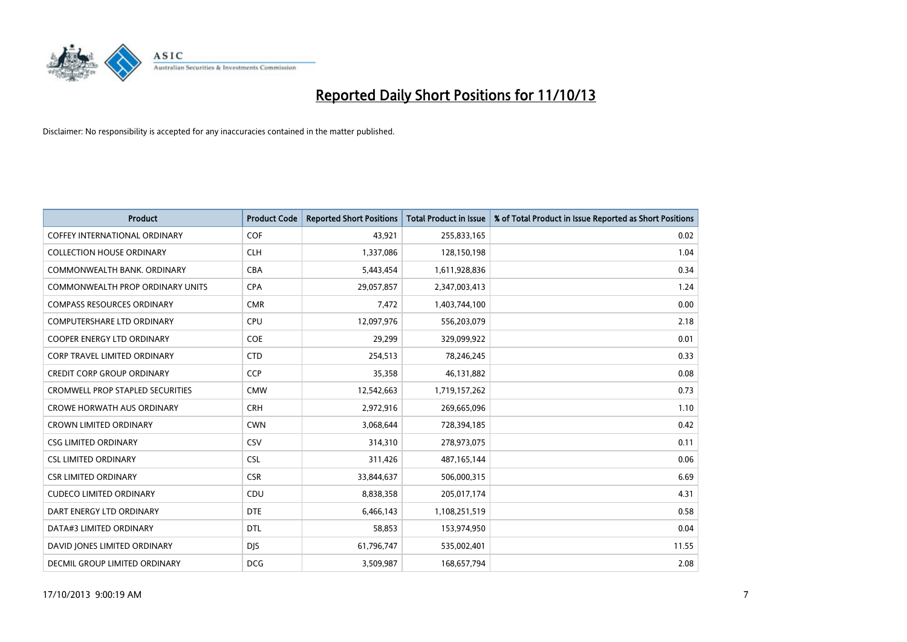# Reported Daily Short Positions for 11/10/13

Disclaimer: No responsibility is accepted for any inaccuracies contained in the matter published.

| Product | Product Code | Reported Short Positions | Total Product in Issue | % of Total Product in Issue Reported as Short Positions |
|---|---|---|---|---|
| COFFEY INTERNATIONAL ORDINARY | COF | 43,921 | 255,833,165 | 0.02 |
| COLLECTION HOUSE ORDINARY | CLH | 1,337,086 | 128,150,198 | 1.04 |
| COMMONWEALTH BANK. ORDINARY | CBA | 5,443,454 | 1,611,928,836 | 0.34 |
| COMMONWEALTH PROP ORDINARY UNITS | CPA | 29,057,857 | 2,347,003,413 | 1.24 |
| COMPASS RESOURCES ORDINARY | CMR | 7,472 | 1,403,744,100 | 0.00 |
| COMPUTERSHARE LTD ORDINARY | CPU | 12,097,976 | 556,203,079 | 2.18 |
| COOPER ENERGY LTD ORDINARY | COE | 29,299 | 329,099,922 | 0.01 |
| CORP TRAVEL LIMITED ORDINARY | CTD | 254,513 | 78,246,245 | 0.33 |
| CREDIT CORP GROUP ORDINARY | CCP | 35,358 | 46,131,882 | 0.08 |
| CROMWELL PROP STAPLED SECURITIES | CMW | 12,542,663 | 1,719,157,262 | 0.73 |
| CROWE HORWATH AUS ORDINARY | CRH | 2,972,916 | 269,665,096 | 1.10 |
| CROWN LIMITED ORDINARY | CWN | 3,068,644 | 728,394,185 | 0.42 |
| CSG LIMITED ORDINARY | CSV | 314,310 | 278,973,075 | 0.11 |
| CSL LIMITED ORDINARY | CSL | 311,426 | 487,165,144 | 0.06 |
| CSR LIMITED ORDINARY | CSR | 33,844,637 | 506,000,315 | 6.69 |
| CUDECO LIMITED ORDINARY | CDU | 8,838,358 | 205,017,174 | 4.31 |
| DART ENERGY LTD ORDINARY | DTE | 6,466,143 | 1,108,251,519 | 0.58 |
| DATA#3 LIMITED ORDINARY | DTL | 58,853 | 153,974,950 | 0.04 |
| DAVID JONES LIMITED ORDINARY | DJS | 61,796,747 | 535,002,401 | 11.55 |
| DECMIL GROUP LIMITED ORDINARY | DCG | 3,509,987 | 168,657,794 | 2.08 |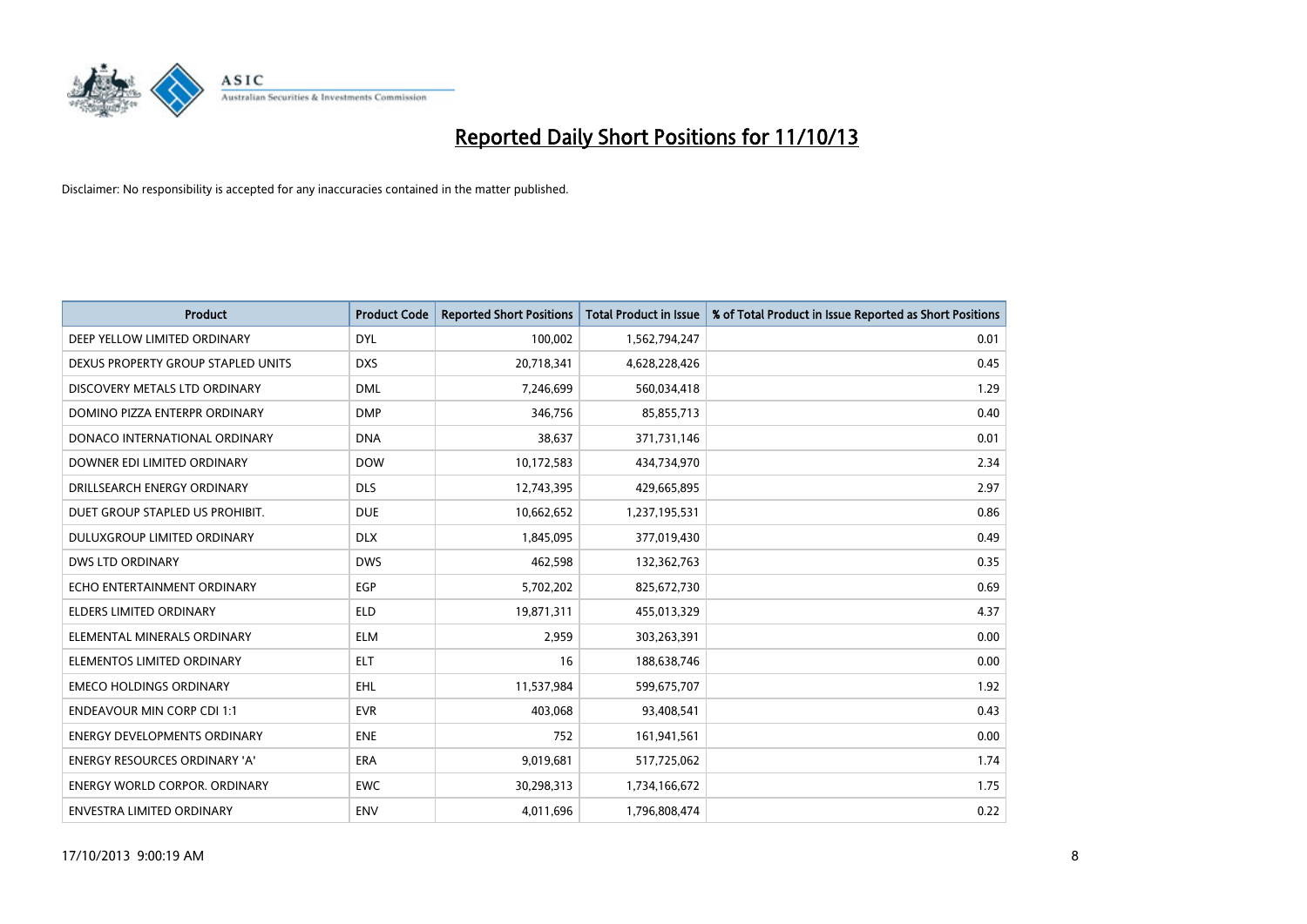# Reported Daily Short Positions for 11/10/13

Disclaimer: No responsibility is accepted for any inaccuracies contained in the matter published.

| Product | Product Code | Reported Short Positions | Total Product in Issue | % of Total Product in Issue Reported as Short Positions |
|---|---|---|---|---|
| DEEP YELLOW LIMITED ORDINARY | DYL | 100,002 | 1,562,794,247 | 0.01 |
| DEXUS PROPERTY GROUP STAPLED UNITS | DXS | 20,718,341 | 4,628,228,426 | 0.45 |
| DISCOVERY METALS LTD ORDINARY | DML | 7,246,699 | 560,034,418 | 1.29 |
| DOMINO PIZZA ENTERPR ORDINARY | DMP | 346,756 | 85,855,713 | 0.40 |
| DONACO INTERNATIONAL ORDINARY | DNA | 38,637 | 371,731,146 | 0.01 |
| DOWNER EDI LIMITED ORDINARY | DOW | 10,172,583 | 434,734,970 | 2.34 |
| DRILLSEARCH ENERGY ORDINARY | DLS | 12,743,395 | 429,665,895 | 2.97 |
| DUET GROUP STAPLED US PROHIBIT. | DUE | 10,662,652 | 1,237,195,531 | 0.86 |
| DULUXGROUP LIMITED ORDINARY | DLX | 1,845,095 | 377,019,430 | 0.49 |
| DWS LTD ORDINARY | DWS | 462,598 | 132,362,763 | 0.35 |
| ECHO ENTERTAINMENT ORDINARY | EGP | 5,702,202 | 825,672,730 | 0.69 |
| ELDERS LIMITED ORDINARY | ELD | 19,871,311 | 455,013,329 | 4.37 |
| ELEMENTAL MINERALS ORDINARY | ELM | 2,959 | 303,263,391 | 0.00 |
| ELEMENTOS LIMITED ORDINARY | ELT | 16 | 188,638,746 | 0.00 |
| EMECO HOLDINGS ORDINARY | EHL | 11,537,984 | 599,675,707 | 1.92 |
| ENDEAVOUR MIN CORP CDI 1:1 | EVR | 403,068 | 93,408,541 | 0.43 |
| ENERGY DEVELOPMENTS ORDINARY | ENE | 752 | 161,941,561 | 0.00 |
| ENERGY RESOURCES ORDINARY 'A' | ERA | 9,019,681 | 517,725,062 | 1.74 |
| ENERGY WORLD CORPOR. ORDINARY | EWC | 30,298,313 | 1,734,166,672 | 1.75 |
| ENVESTRA LIMITED ORDINARY | ENV | 4,011,696 | 1,796,808,474 | 0.22 |

17/10/2013 9:00:19 AM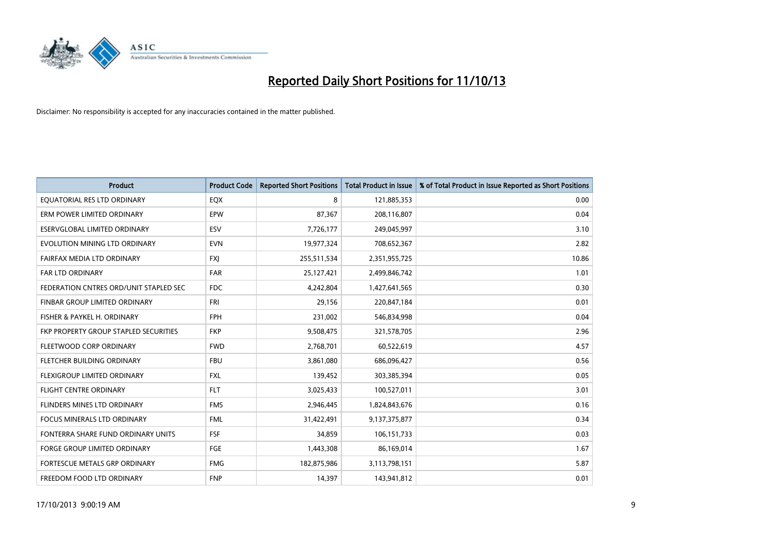# Reported Daily Short Positions for 11/10/13

Disclaimer: No responsibility is accepted for any inaccuracies contained in the matter published.

| Product | Product Code | Reported Short Positions | Total Product in Issue | % of Total Product in Issue Reported as Short Positions |
|---|---|---|---|---|
| EQUATORIAL RES LTD ORDINARY | EQX | 8 | 121,885,353 | 0.00 |
| ERM POWER LIMITED ORDINARY | EPW | 87,367 | 208,116,807 | 0.04 |
| ESERVGLOBAL LIMITED ORDINARY | ESV | 7,726,177 | 249,045,997 | 3.10 |
| EVOLUTION MINING LTD ORDINARY | EVN | 19,977,324 | 708,652,367 | 2.82 |
| FAIRFAX MEDIA LTD ORDINARY | FXJ | 255,511,534 | 2,351,955,725 | 10.86 |
| FAR LTD ORDINARY | FAR | 25,127,421 | 2,499,846,742 | 1.01 |
| FEDERATION CNTRES ORD/UNIT STAPLED SEC | FDC | 4,242,804 | 1,427,641,565 | 0.30 |
| FINBAR GROUP LIMITED ORDINARY | FRI | 29,156 | 220,847,184 | 0.01 |
| FISHER & PAYKEL H. ORDINARY | FPH | 231,002 | 546,834,998 | 0.04 |
| FKP PROPERTY GROUP STAPLED SECURITIES | FKP | 9,508,475 | 321,578,705 | 2.96 |
| FLEETWOOD CORP ORDINARY | FWD | 2,768,701 | 60,522,619 | 4.57 |
| FLETCHER BUILDING ORDINARY | FBU | 3,861,080 | 686,096,427 | 0.56 |
| FLEXIGROUP LIMITED ORDINARY | FXL | 139,452 | 303,385,394 | 0.05 |
| FLIGHT CENTRE ORDINARY | FLT | 3,025,433 | 100,527,011 | 3.01 |
| FLINDERS MINES LTD ORDINARY | FMS | 2,946,445 | 1,824,843,676 | 0.16 |
| FOCUS MINERALS LTD ORDINARY | FML | 31,422,491 | 9,137,375,877 | 0.34 |
| FONTERRA SHARE FUND ORDINARY UNITS | FSF | 34,859 | 106,151,733 | 0.03 |
| FORGE GROUP LIMITED ORDINARY | FGE | 1,443,308 | 86,169,014 | 1.67 |
| FORTESCUE METALS GRP ORDINARY | FMG | 182,875,986 | 3,113,798,151 | 5.87 |
| FREEDOM FOOD LTD ORDINARY | FNP | 14,397 | 143,941,812 | 0.01 |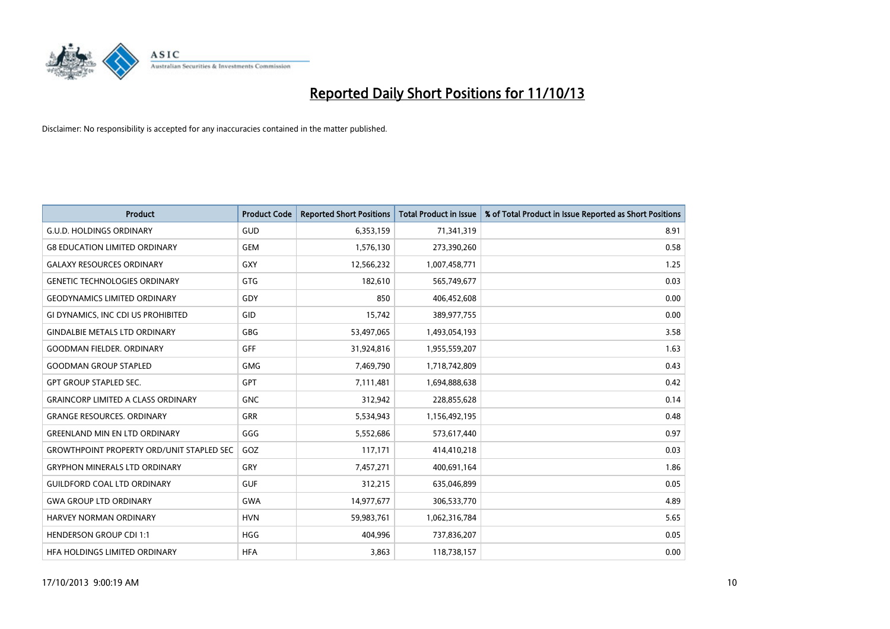# Reported Daily Short Positions for 11/10/13

Disclaimer: No responsibility is accepted for any inaccuracies contained in the matter published.

| Product | Product Code | Reported Short Positions | Total Product in Issue | % of Total Product in Issue Reported as Short Positions |
|---|---|---|---|---|
| G.U.D. HOLDINGS ORDINARY | GUD | 6,353,159 | 71,341,319 | 8.91 |
| G8 EDUCATION LIMITED ORDINARY | GEM | 1,576,130 | 273,390,260 | 0.58 |
| GALAXY RESOURCES ORDINARY | GXY | 12,566,232 | 1,007,458,771 | 1.25 |
| GENETIC TECHNOLOGIES ORDINARY | GTG | 182,610 | 565,749,677 | 0.03 |
| GEODYNAMICS LIMITED ORDINARY | GDY | 850 | 406,452,608 | 0.00 |
| GI DYNAMICS, INC CDI US PROHIBITED | GID | 15,742 | 389,977,755 | 0.00 |
| GINDALBIE METALS LTD ORDINARY | GBG | 53,497,065 | 1,493,054,193 | 3.58 |
| GOODMAN FIELDER. ORDINARY | GFF | 31,924,816 | 1,955,559,207 | 1.63 |
| GOODMAN GROUP STAPLED | GMG | 7,469,790 | 1,718,742,809 | 0.43 |
| GPT GROUP STAPLED SEC. | GPT | 7,111,481 | 1,694,888,638 | 0.42 |
| GRAINCORP LIMITED A CLASS ORDINARY | GNC | 312,942 | 228,855,628 | 0.14 |
| GRANGE RESOURCES. ORDINARY | GRR | 5,534,943 | 1,156,492,195 | 0.48 |
| GREENLAND MIN EN LTD ORDINARY | GGG | 5,552,686 | 573,617,440 | 0.97 |
| GROWTHPOINT PROPERTY ORD/UNIT STAPLED SEC | GOZ | 117,171 | 414,410,218 | 0.03 |
| GRYPHON MINERALS LTD ORDINARY | GRY | 7,457,271 | 400,691,164 | 1.86 |
| GUILDFORD COAL LTD ORDINARY | GUF | 312,215 | 635,046,899 | 0.05 |
| GWA GROUP LTD ORDINARY | GWA | 14,977,677 | 306,533,770 | 4.89 |
| HARVEY NORMAN ORDINARY | HVN | 59,983,761 | 1,062,316,784 | 5.65 |
| HENDERSON GROUP CDI 1:1 | HGG | 404,996 | 737,836,207 | 0.05 |
| HFA HOLDINGS LIMITED ORDINARY | HFA | 3,863 | 118,738,157 | 0.00 |

17/10/2013 9:00:19 AM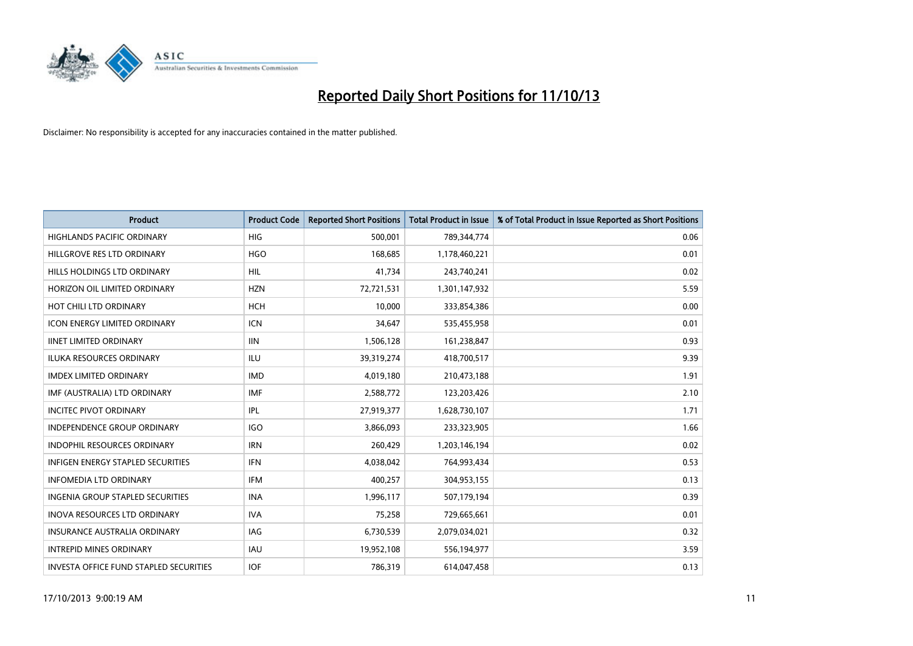# Reported Daily Short Positions for 11/10/13

Disclaimer: No responsibility is accepted for any inaccuracies contained in the matter published.

| Product | Product Code | Reported Short Positions | Total Product in Issue | % of Total Product in Issue Reported as Short Positions |
|---|---|---|---|---|
| HIGHLANDS PACIFIC ORDINARY | HIG | 500,001 | 789,344,774 | 0.06 |
| HILLGROVE RES LTD ORDINARY | HGO | 168,685 | 1,178,460,221 | 0.01 |
| HILLS HOLDINGS LTD ORDINARY | HIL | 41,734 | 243,740,241 | 0.02 |
| HORIZON OIL LIMITED ORDINARY | HZN | 72,721,531 | 1,301,147,932 | 5.59 |
| HOT CHILI LTD ORDINARY | HCH | 10,000 | 333,854,386 | 0.00 |
| ICON ENERGY LIMITED ORDINARY | ICN | 34,647 | 535,455,958 | 0.01 |
| IINET LIMITED ORDINARY | IIN | 1,506,128 | 161,238,847 | 0.93 |
| ILUKA RESOURCES ORDINARY | ILU | 39,319,274 | 418,700,517 | 9.39 |
| IMDEX LIMITED ORDINARY | IMD | 4,019,180 | 210,473,188 | 1.91 |
| IMF (AUSTRALIA) LTD ORDINARY | IMF | 2,588,772 | 123,203,426 | 2.10 |
| INCITEC PIVOT ORDINARY | IPL | 27,919,377 | 1,628,730,107 | 1.71 |
| INDEPENDENCE GROUP ORDINARY | IGO | 3,866,093 | 233,323,905 | 1.66 |
| INDOPHIL RESOURCES ORDINARY | IRN | 260,429 | 1,203,146,194 | 0.02 |
| INFIGEN ENERGY STAPLED SECURITIES | IFN | 4,038,042 | 764,993,434 | 0.53 |
| INFOMEDIA LTD ORDINARY | IFM | 400,257 | 304,953,155 | 0.13 |
| INGENIA GROUP STAPLED SECURITIES | INA | 1,996,117 | 507,179,194 | 0.39 |
| INOVA RESOURCES LTD ORDINARY | IVA | 75,258 | 729,665,661 | 0.01 |
| INSURANCE AUSTRALIA ORDINARY | IAG | 6,730,539 | 2,079,034,021 | 0.32 |
| INTREPID MINES ORDINARY | IAU | 19,952,108 | 556,194,977 | 3.59 |
| INVESTA OFFICE FUND STAPLED SECURITIES | IOF | 786,319 | 614,047,458 | 0.13 |

17/10/2013 9:00:19 AM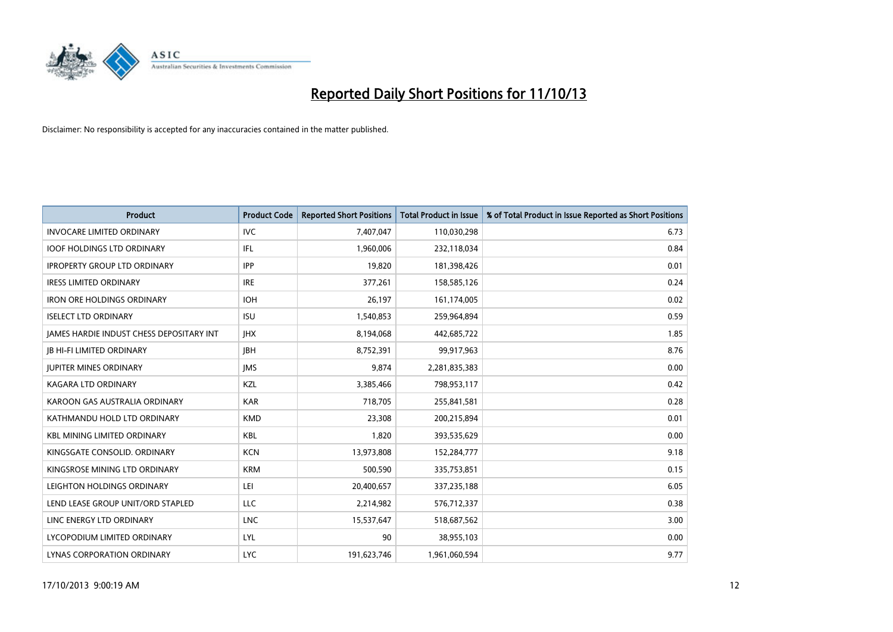# Reported Daily Short Positions for 11/10/13

Disclaimer: No responsibility is accepted for any inaccuracies contained in the matter published.

| Product | Product Code | Reported Short Positions | Total Product in Issue | % of Total Product in Issue Reported as Short Positions |
|---|---|---|---|---|
| INVOCARE LIMITED ORDINARY | IVC | 7,407,047 | 110,030,298 | 6.73 |
| IOOF HOLDINGS LTD ORDINARY | IFL | 1,960,006 | 232,118,034 | 0.84 |
| IPROPERTY GROUP LTD ORDINARY | IPP | 19,820 | 181,398,426 | 0.01 |
| IRESS LIMITED ORDINARY | IRE | 377,261 | 158,585,126 | 0.24 |
| IRON ORE HOLDINGS ORDINARY | IOH | 26,197 | 161,174,005 | 0.02 |
| ISELECT LTD ORDINARY | ISU | 1,540,853 | 259,964,894 | 0.59 |
| JAMES HARDIE INDUST CHESS DEPOSITARY INT | JHX | 8,194,068 | 442,685,722 | 1.85 |
| JB HI-FI LIMITED ORDINARY | JBH | 8,752,391 | 99,917,963 | 8.76 |
| JUPITER MINES ORDINARY | JMS | 9,874 | 2,281,835,383 | 0.00 |
| KAGARA LTD ORDINARY | KZL | 3,385,466 | 798,953,117 | 0.42 |
| KAROON GAS AUSTRALIA ORDINARY | KAR | 718,705 | 255,841,581 | 0.28 |
| KATHMANDU HOLD LTD ORDINARY | KMD | 23,308 | 200,215,894 | 0.01 |
| KBL MINING LIMITED ORDINARY | KBL | 1,820 | 393,535,629 | 0.00 |
| KINGSGATE CONSOLID. ORDINARY | KCN | 13,973,808 | 152,284,777 | 9.18 |
| KINGSROSE MINING LTD ORDINARY | KRM | 500,590 | 335,753,851 | 0.15 |
| LEIGHTON HOLDINGS ORDINARY | LEI | 20,400,657 | 337,235,188 | 6.05 |
| LEND LEASE GROUP UNIT/ORD STAPLED | LLC | 2,214,982 | 576,712,337 | 0.38 |
| LINC ENERGY LTD ORDINARY | LNC | 15,537,647 | 518,687,562 | 3.00 |
| LYCOPODIUM LIMITED ORDINARY | LYL | 90 | 38,955,103 | 0.00 |
| LYNAS CORPORATION ORDINARY | LYC | 191,623,746 | 1,961,060,594 | 9.77 |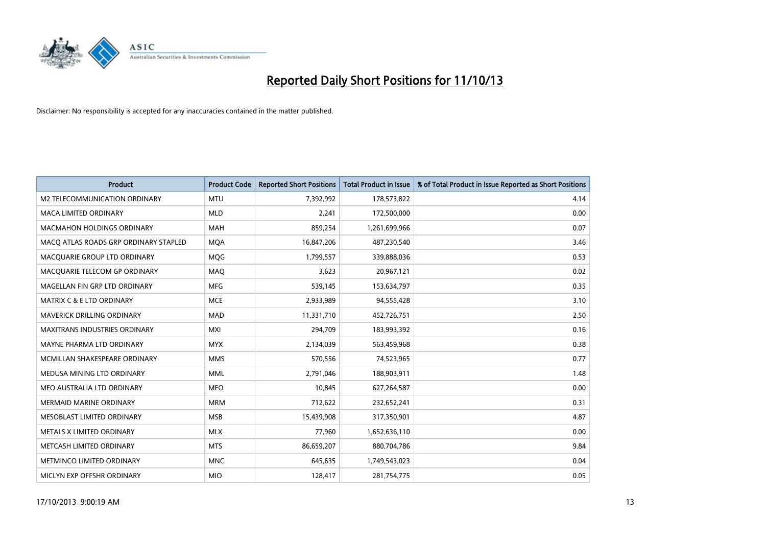# Reported Daily Short Positions for 11/10/13

Disclaimer: No responsibility is accepted for any inaccuracies contained in the matter published.

| Product | Product Code | Reported Short Positions | Total Product in Issue | % of Total Product in Issue Reported as Short Positions |
|---|---|---|---|---|
| M2 TELECOMMUNICATION ORDINARY | MTU | 7,392,992 | 178,573,822 | 4.14 |
| MACA LIMITED ORDINARY | MLD | 2,241 | 172,500,000 | 0.00 |
| MACMAHON HOLDINGS ORDINARY | MAH | 859,254 | 1,261,699,966 | 0.07 |
| MACQ ATLAS ROADS GRP ORDINARY STAPLED | MQA | 16,847,206 | 487,230,540 | 3.46 |
| MACQUARIE GROUP LTD ORDINARY | MQG | 1,799,557 | 339,888,036 | 0.53 |
| MACQUARIE TELECOM GP ORDINARY | MAQ | 3,623 | 20,967,121 | 0.02 |
| MAGELLAN FIN GRP LTD ORDINARY | MFG | 539,145 | 153,634,797 | 0.35 |
| MATRIX C & E LTD ORDINARY | MCE | 2,933,989 | 94,555,428 | 3.10 |
| MAVERICK DRILLING ORDINARY | MAD | 11,331,710 | 452,726,751 | 2.50 |
| MAXITRANS INDUSTRIES ORDINARY | MXI | 294,709 | 183,993,392 | 0.16 |
| MAYNE PHARMA LTD ORDINARY | MYX | 2,134,039 | 563,459,968 | 0.38 |
| MCMILLAN SHAKESPEARE ORDINARY | MMS | 570,556 | 74,523,965 | 0.77 |
| MEDUSA MINING LTD ORDINARY | MML | 2,791,046 | 188,903,911 | 1.48 |
| MEO AUSTRALIA LTD ORDINARY | MEO | 10,845 | 627,264,587 | 0.00 |
| MERMAID MARINE ORDINARY | MRM | 712,622 | 232,652,241 | 0.31 |
| MESOBLAST LIMITED ORDINARY | MSB | 15,439,908 | 317,350,901 | 4.87 |
| METALS X LIMITED ORDINARY | MLX | 77,960 | 1,652,636,110 | 0.00 |
| METCASH LIMITED ORDINARY | MTS | 86,659,207 | 880,704,786 | 9.84 |
| METMINCO LIMITED ORDINARY | MNC | 645,635 | 1,749,543,023 | 0.04 |
| MICLYN EXP OFFSHR ORDINARY | MIO | 128,417 | 281,754,775 | 0.05 |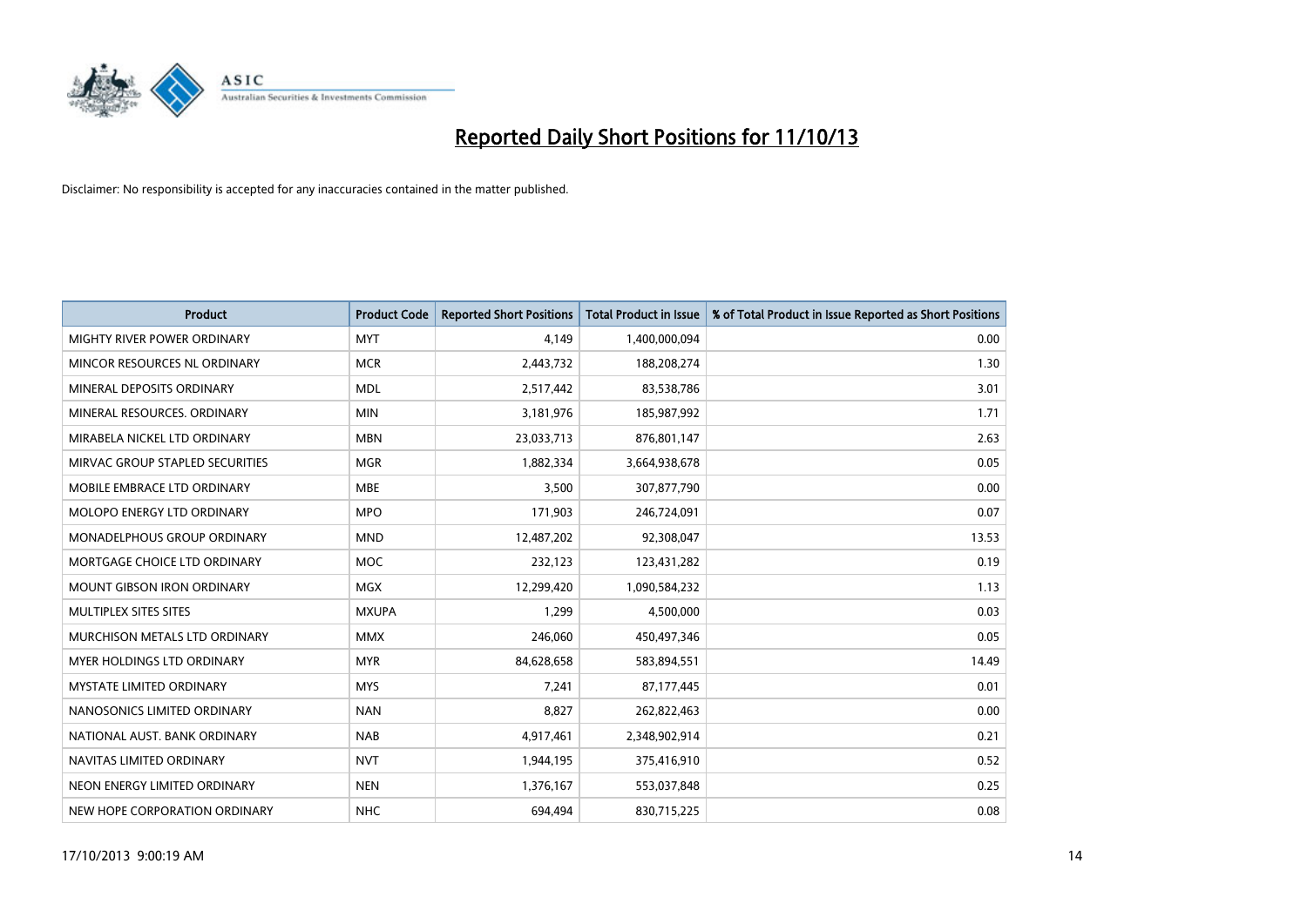# Reported Daily Short Positions for 11/10/13

Disclaimer: No responsibility is accepted for any inaccuracies contained in the matter published.

| Product | Product Code | Reported Short Positions | Total Product in Issue | % of Total Product in Issue Reported as Short Positions |
|---|---|---|---|---|
| MIGHTY RIVER POWER ORDINARY | MYT | 4,149 | 1,400,000,094 | 0.00 |
| MINCOR RESOURCES NL ORDINARY | MCR | 2,443,732 | 188,208,274 | 1.30 |
| MINERAL DEPOSITS ORDINARY | MDL | 2,517,442 | 83,538,786 | 3.01 |
| MINERAL RESOURCES. ORDINARY | MIN | 3,181,976 | 185,987,992 | 1.71 |
| MIRABELA NICKEL LTD ORDINARY | MBN | 23,033,713 | 876,801,147 | 2.63 |
| MIRVAC GROUP STAPLED SECURITIES | MGR | 1,882,334 | 3,664,938,678 | 0.05 |
| MOBILE EMBRACE LTD ORDINARY | MBE | 3,500 | 307,877,790 | 0.00 |
| MOLOPO ENERGY LTD ORDINARY | MPO | 171,903 | 246,724,091 | 0.07 |
| MONADELPHOUS GROUP ORDINARY | MND | 12,487,202 | 92,308,047 | 13.53 |
| MORTGAGE CHOICE LTD ORDINARY | MOC | 232,123 | 123,431,282 | 0.19 |
| MOUNT GIBSON IRON ORDINARY | MGX | 12,299,420 | 1,090,584,232 | 1.13 |
| MULTIPLEX SITES SITES | MXUPA | 1,299 | 4,500,000 | 0.03 |
| MURCHISON METALS LTD ORDINARY | MMX | 246,060 | 450,497,346 | 0.05 |
| MYER HOLDINGS LTD ORDINARY | MYR | 84,628,658 | 583,894,551 | 14.49 |
| MYSTATE LIMITED ORDINARY | MYS | 7,241 | 87,177,445 | 0.01 |
| NANOSONICS LIMITED ORDINARY | NAN | 8,827 | 262,822,463 | 0.00 |
| NATIONAL AUST. BANK ORDINARY | NAB | 4,917,461 | 2,348,902,914 | 0.21 |
| NAVITAS LIMITED ORDINARY | NVT | 1,944,195 | 375,416,910 | 0.52 |
| NEON ENERGY LIMITED ORDINARY | NEN | 1,376,167 | 553,037,848 | 0.25 |
| NEW HOPE CORPORATION ORDINARY | NHC | 694,494 | 830,715,225 | 0.08 |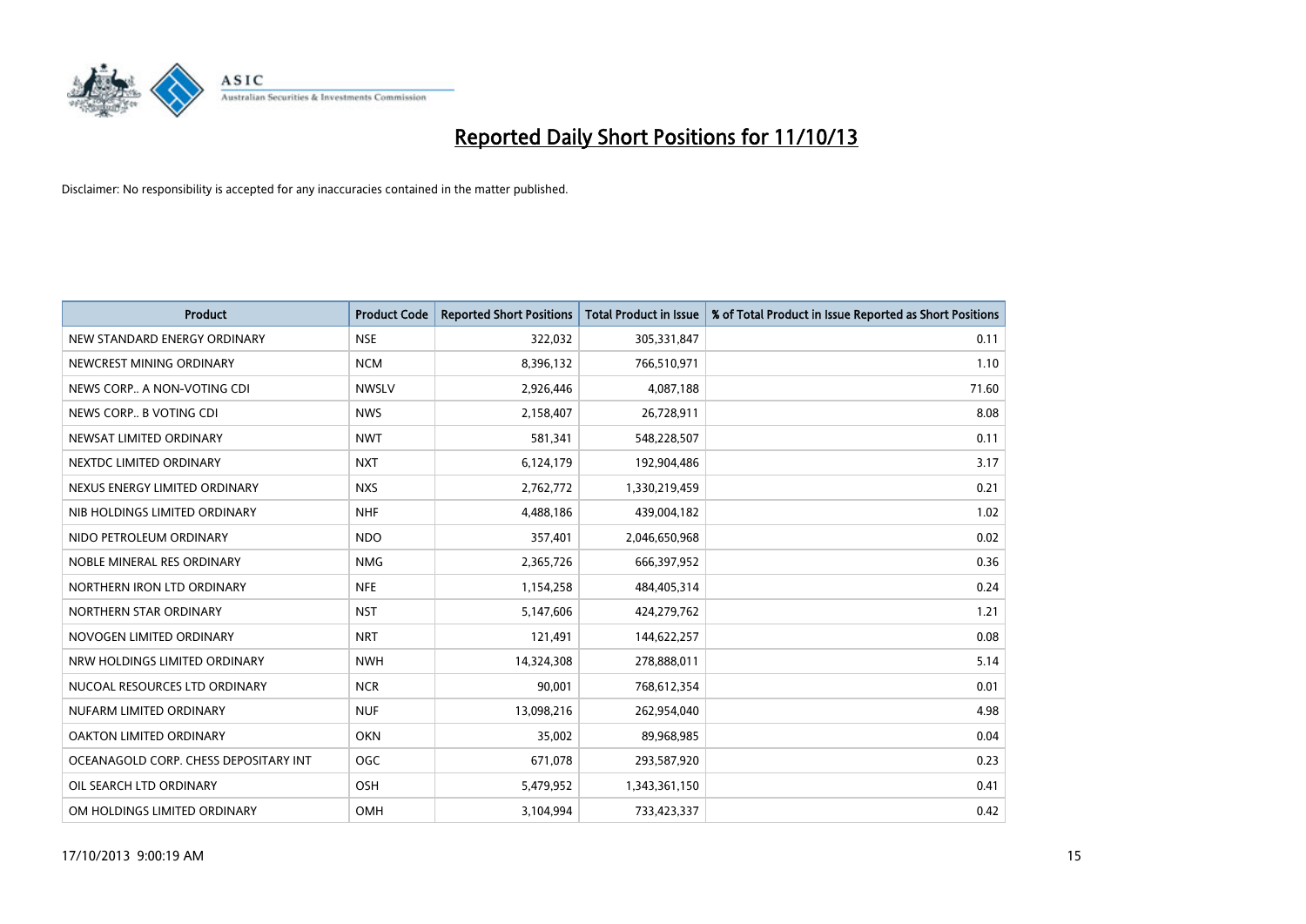# Reported Daily Short Positions for 11/10/13

Disclaimer: No responsibility is accepted for any inaccuracies contained in the matter published.

| Product | Product Code | Reported Short Positions | Total Product in Issue | % of Total Product in Issue Reported as Short Positions |
|---|---|---|---|---|
| NEW STANDARD ENERGY ORDINARY | NSE | 322,032 | 305,331,847 | 0.11 |
| NEWCREST MINING ORDINARY | NCM | 8,396,132 | 766,510,971 | 1.10 |
| NEWS CORP.. A NON-VOTING CDI | NWSLV | 2,926,446 | 4,087,188 | 71.60 |
| NEWS CORP.. B VOTING CDI | NWS | 2,158,407 | 26,728,911 | 8.08 |
| NEWSAT LIMITED ORDINARY | NWT | 581,341 | 548,228,507 | 0.11 |
| NEXTDC LIMITED ORDINARY | NXT | 6,124,179 | 192,904,486 | 3.17 |
| NEXUS ENERGY LIMITED ORDINARY | NXS | 2,762,772 | 1,330,219,459 | 0.21 |
| NIB HOLDINGS LIMITED ORDINARY | NHF | 4,488,186 | 439,004,182 | 1.02 |
| NIDO PETROLEUM ORDINARY | NDO | 357,401 | 2,046,650,968 | 0.02 |
| NOBLE MINERAL RES ORDINARY | NMG | 2,365,726 | 666,397,952 | 0.36 |
| NORTHERN IRON LTD ORDINARY | NFE | 1,154,258 | 484,405,314 | 0.24 |
| NORTHERN STAR ORDINARY | NST | 5,147,606 | 424,279,762 | 1.21 |
| NOVOGEN LIMITED ORDINARY | NRT | 121,491 | 144,622,257 | 0.08 |
| NRW HOLDINGS LIMITED ORDINARY | NWH | 14,324,308 | 278,888,011 | 5.14 |
| NUCOAL RESOURCES LTD ORDINARY | NCR | 90,001 | 768,612,354 | 0.01 |
| NUFARM LIMITED ORDINARY | NUF | 13,098,216 | 262,954,040 | 4.98 |
| OAKTON LIMITED ORDINARY | OKN | 35,002 | 89,968,985 | 0.04 |
| OCEANAGOLD CORP. CHESS DEPOSITARY INT | OGC | 671,078 | 293,587,920 | 0.23 |
| OIL SEARCH LTD ORDINARY | OSH | 5,479,952 | 1,343,361,150 | 0.41 |
| OM HOLDINGS LIMITED ORDINARY | OMH | 3,104,994 | 733,423,337 | 0.42 |

17/10/2013 9:00:19 AM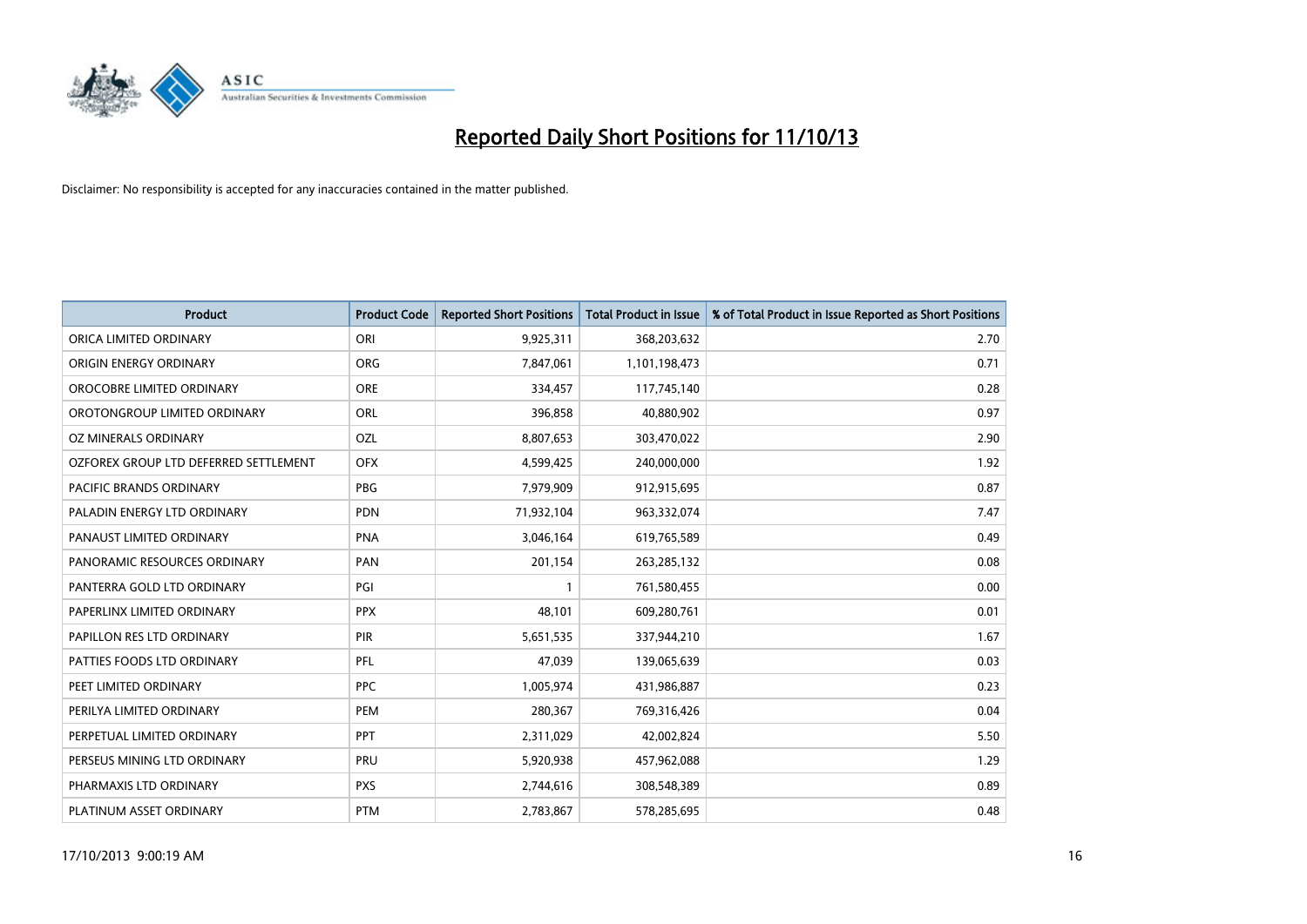# Reported Daily Short Positions for 11/10/13

Disclaimer: No responsibility is accepted for any inaccuracies contained in the matter published.

| Product | Product Code | Reported Short Positions | Total Product in Issue | % of Total Product in Issue Reported as Short Positions |
| --- | --- | --- | --- | --- |
| ORICA LIMITED ORDINARY | ORI | 9,925,311 | 368,203,632 | 2.70 |
| ORIGIN ENERGY ORDINARY | ORG | 7,847,061 | 1,101,198,473 | 0.71 |
| OROCOBRE LIMITED ORDINARY | ORE | 334,457 | 117,745,140 | 0.28 |
| OROTONGROUP LIMITED ORDINARY | ORL | 396,858 | 40,880,902 | 0.97 |
| OZ MINERALS ORDINARY | OZL | 8,807,653 | 303,470,022 | 2.90 |
| OZFOREX GROUP LTD DEFERRED SETTLEMENT | OFX | 4,599,425 | 240,000,000 | 1.92 |
| PACIFIC BRANDS ORDINARY | PBG | 7,979,909 | 912,915,695 | 0.87 |
| PALADIN ENERGY LTD ORDINARY | PDN | 71,932,104 | 963,332,074 | 7.47 |
| PANAUST LIMITED ORDINARY | PNA | 3,046,164 | 619,765,589 | 0.49 |
| PANORAMIC RESOURCES ORDINARY | PAN | 201,154 | 263,285,132 | 0.08 |
| PANTERRA GOLD LTD ORDINARY | PGI | 1 | 761,580,455 | 0.00 |
| PAPERLINX LIMITED ORDINARY | PPX | 48,101 | 609,280,761 | 0.01 |
| PAPILLON RES LTD ORDINARY | PIR | 5,651,535 | 337,944,210 | 1.67 |
| PATTIES FOODS LTD ORDINARY | PFL | 47,039 | 139,065,639 | 0.03 |
| PEET LIMITED ORDINARY | PPC | 1,005,974 | 431,986,887 | 0.23 |
| PERILYA LIMITED ORDINARY | PEM | 280,367 | 769,316,426 | 0.04 |
| PERPETUAL LIMITED ORDINARY | PPT | 2,311,029 | 42,002,824 | 5.50 |
| PERSEUS MINING LTD ORDINARY | PRU | 5,920,938 | 457,962,088 | 1.29 |
| PHARMAXIS LTD ORDINARY | PXS | 2,744,616 | 308,548,389 | 0.89 |
| PLATINUM ASSET ORDINARY | PTM | 2,783,867 | 578,285,695 | 0.48 |

17/10/2013 9:00:19 AM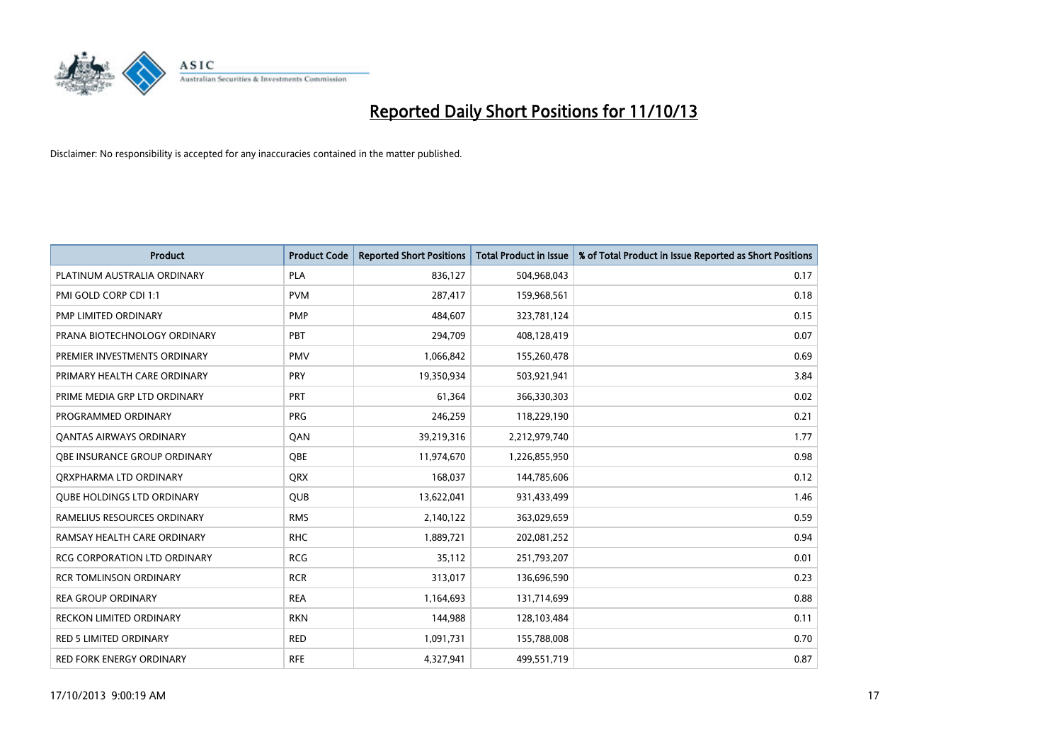# Reported Daily Short Positions for 11/10/13

Disclaimer: No responsibility is accepted for any inaccuracies contained in the matter published.

| Product | Product Code | Reported Short Positions | Total Product in Issue | % of Total Product in Issue Reported as Short Positions |
|---|---|---|---|---|
| PLATINUM AUSTRALIA ORDINARY | PLA | 836,127 | 504,968,043 | 0.17 |
| PMI GOLD CORP CDI 1:1 | PVM | 287,417 | 159,968,561 | 0.18 |
| PMP LIMITED ORDINARY | PMP | 484,607 | 323,781,124 | 0.15 |
| PRANA BIOTECHNOLOGY ORDINARY | PBT | 294,709 | 408,128,419 | 0.07 |
| PREMIER INVESTMENTS ORDINARY | PMV | 1,066,842 | 155,260,478 | 0.69 |
| PRIMARY HEALTH CARE ORDINARY | PRY | 19,350,934 | 503,921,941 | 3.84 |
| PRIME MEDIA GRP LTD ORDINARY | PRT | 61,364 | 366,330,303 | 0.02 |
| PROGRAMMED ORDINARY | PRG | 246,259 | 118,229,190 | 0.21 |
| QANTAS AIRWAYS ORDINARY | QAN | 39,219,316 | 2,212,979,740 | 1.77 |
| QBE INSURANCE GROUP ORDINARY | QBE | 11,974,670 | 1,226,855,950 | 0.98 |
| QRXPHARMA LTD ORDINARY | QRX | 168,037 | 144,785,606 | 0.12 |
| QUBE HOLDINGS LTD ORDINARY | QUB | 13,622,041 | 931,433,499 | 1.46 |
| RAMELIUS RESOURCES ORDINARY | RMS | 2,140,122 | 363,029,659 | 0.59 |
| RAMSAY HEALTH CARE ORDINARY | RHC | 1,889,721 | 202,081,252 | 0.94 |
| RCG CORPORATION LTD ORDINARY | RCG | 35,112 | 251,793,207 | 0.01 |
| RCR TOMLINSON ORDINARY | RCR | 313,017 | 136,696,590 | 0.23 |
| REA GROUP ORDINARY | REA | 1,164,693 | 131,714,699 | 0.88 |
| RECKON LIMITED ORDINARY | RKN | 144,988 | 128,103,484 | 0.11 |
| RED 5 LIMITED ORDINARY | RED | 1,091,731 | 155,788,008 | 0.70 |
| RED FORK ENERGY ORDINARY | RFE | 4,327,941 | 499,551,719 | 0.87 |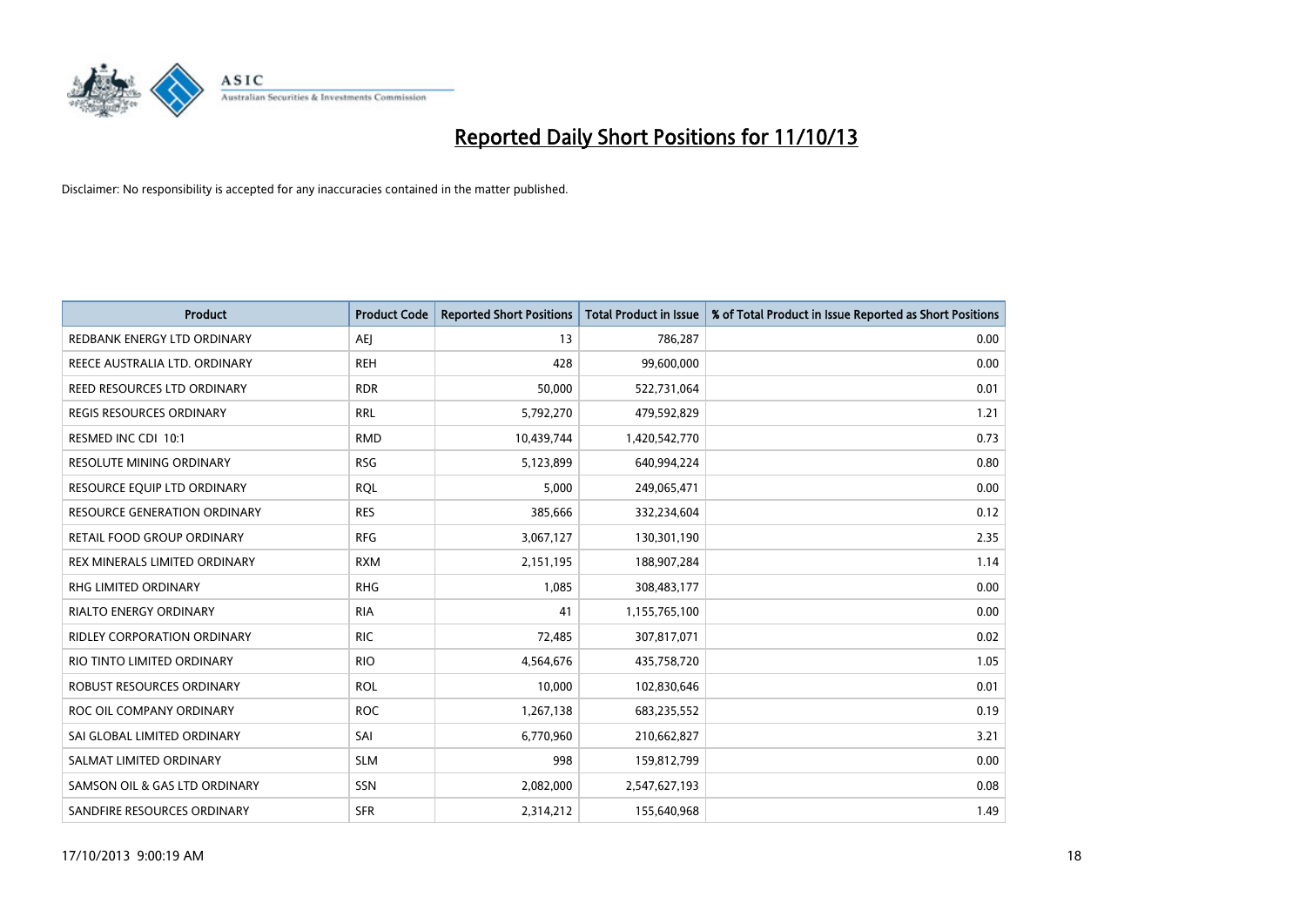# Reported Daily Short Positions for 11/10/13

Disclaimer: No responsibility is accepted for any inaccuracies contained in the matter published.

| Product | Product Code | Reported Short Positions | Total Product in Issue | % of Total Product in Issue Reported as Short Positions |
|---|---|---|---|---|
| REDBANK ENERGY LTD ORDINARY | AEJ | 13 | 786,287 | 0.00 |
| REECE AUSTRALIA LTD. ORDINARY | REH | 428 | 99,600,000 | 0.00 |
| REED RESOURCES LTD ORDINARY | RDR | 50,000 | 522,731,064 | 0.01 |
| REGIS RESOURCES ORDINARY | RRL | 5,792,270 | 479,592,829 | 1.21 |
| RESMED INC CDI 10:1 | RMD | 10,439,744 | 1,420,542,770 | 0.73 |
| RESOLUTE MINING ORDINARY | RSG | 5,123,899 | 640,994,224 | 0.80 |
| RESOURCE EQUIP LTD ORDINARY | RQL | 5,000 | 249,065,471 | 0.00 |
| RESOURCE GENERATION ORDINARY | RES | 385,666 | 332,234,604 | 0.12 |
| RETAIL FOOD GROUP ORDINARY | RFG | 3,067,127 | 130,301,190 | 2.35 |
| REX MINERALS LIMITED ORDINARY | RXM | 2,151,195 | 188,907,284 | 1.14 |
| RHG LIMITED ORDINARY | RHG | 1,085 | 308,483,177 | 0.00 |
| RIALTO ENERGY ORDINARY | RIA | 41 | 1,155,765,100 | 0.00 |
| RIDLEY CORPORATION ORDINARY | RIC | 72,485 | 307,817,071 | 0.02 |
| RIO TINTO LIMITED ORDINARY | RIO | 4,564,676 | 435,758,720 | 1.05 |
| ROBUST RESOURCES ORDINARY | ROL | 10,000 | 102,830,646 | 0.01 |
| ROC OIL COMPANY ORDINARY | ROC | 1,267,138 | 683,235,552 | 0.19 |
| SAI GLOBAL LIMITED ORDINARY | SAI | 6,770,960 | 210,662,827 | 3.21 |
| SALMAT LIMITED ORDINARY | SLM | 998 | 159,812,799 | 0.00 |
| SAMSON OIL & GAS LTD ORDINARY | SSN | 2,082,000 | 2,547,627,193 | 0.08 |
| SANDFIRE RESOURCES ORDINARY | SFR | 2,314,212 | 155,640,968 | 1.49 |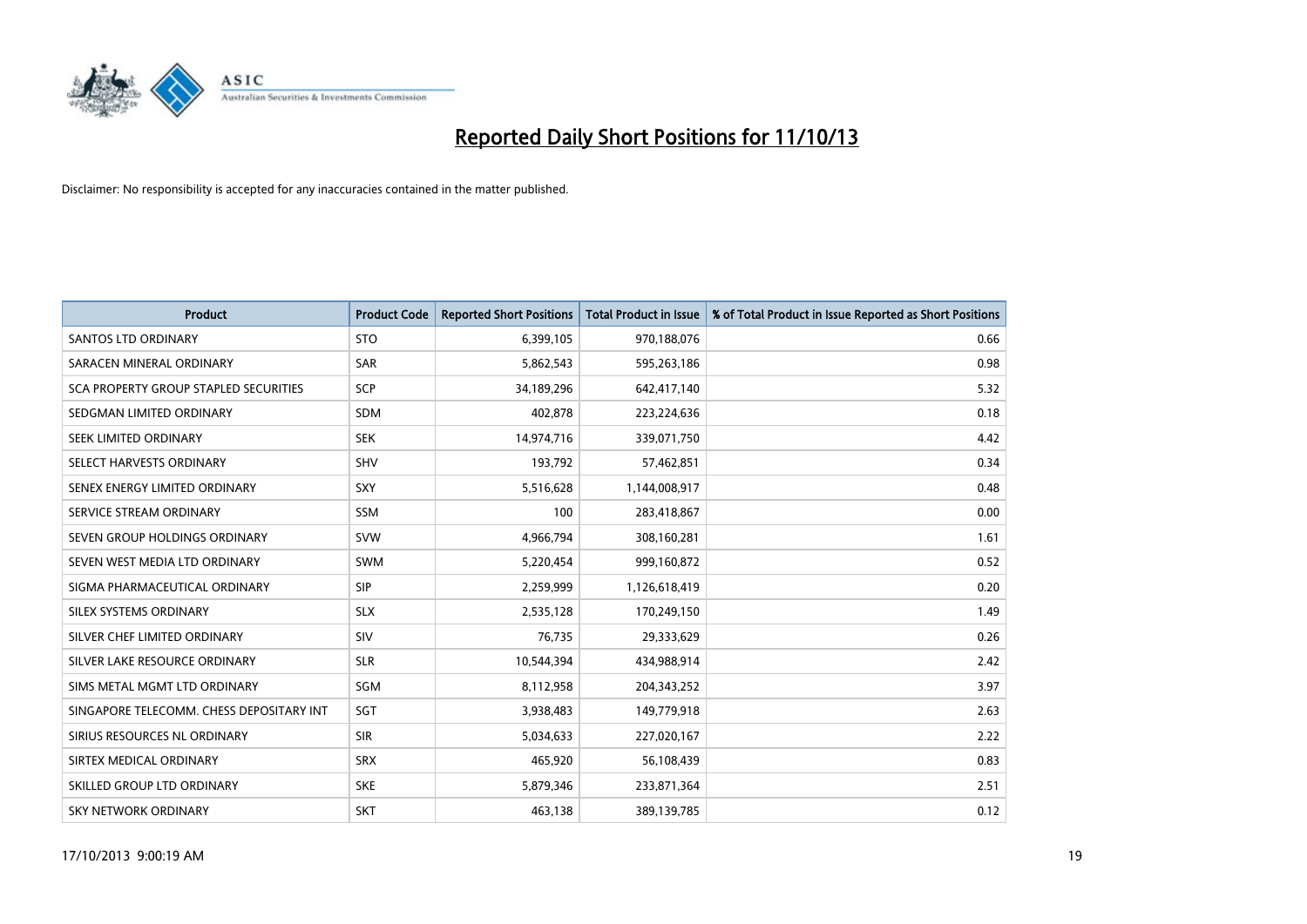# Reported Daily Short Positions for 11/10/13

Disclaimer: No responsibility is accepted for any inaccuracies contained in the matter published.

| Product | Product Code | Reported Short Positions | Total Product in Issue | % of Total Product in Issue Reported as Short Positions |
|---|---|---|---|---|
| SANTOS LTD ORDINARY | STO | 6,399,105 | 970,188,076 | 0.66 |
| SARACEN MINERAL ORDINARY | SAR | 5,862,543 | 595,263,186 | 0.98 |
| SCA PROPERTY GROUP STAPLED SECURITIES | SCP | 34,189,296 | 642,417,140 | 5.32 |
| SEDGMAN LIMITED ORDINARY | SDM | 402,878 | 223,224,636 | 0.18 |
| SEEK LIMITED ORDINARY | SEK | 14,974,716 | 339,071,750 | 4.42 |
| SELECT HARVESTS ORDINARY | SHV | 193,792 | 57,462,851 | 0.34 |
| SENEX ENERGY LIMITED ORDINARY | SXY | 5,516,628 | 1,144,008,917 | 0.48 |
| SERVICE STREAM ORDINARY | SSM | 100 | 283,418,867 | 0.00 |
| SEVEN GROUP HOLDINGS ORDINARY | SVW | 4,966,794 | 308,160,281 | 1.61 |
| SEVEN WEST MEDIA LTD ORDINARY | SWM | 5,220,454 | 999,160,872 | 0.52 |
| SIGMA PHARMACEUTICAL ORDINARY | SIP | 2,259,999 | 1,126,618,419 | 0.20 |
| SILEX SYSTEMS ORDINARY | SLX | 2,535,128 | 170,249,150 | 1.49 |
| SILVER CHEF LIMITED ORDINARY | SIV | 76,735 | 29,333,629 | 0.26 |
| SILVER LAKE RESOURCE ORDINARY | SLR | 10,544,394 | 434,988,914 | 2.42 |
| SIMS METAL MGMT LTD ORDINARY | SGM | 8,112,958 | 204,343,252 | 3.97 |
| SINGAPORE TELECOMM. CHESS DEPOSITARY INT | SGT | 3,938,483 | 149,779,918 | 2.63 |
| SIRIUS RESOURCES NL ORDINARY | SIR | 5,034,633 | 227,020,167 | 2.22 |
| SIRTEX MEDICAL ORDINARY | SRX | 465,920 | 56,108,439 | 0.83 |
| SKILLED GROUP LTD ORDINARY | SKE | 5,879,346 | 233,871,364 | 2.51 |
| SKY NETWORK ORDINARY | SKT | 463,138 | 389,139,785 | 0.12 |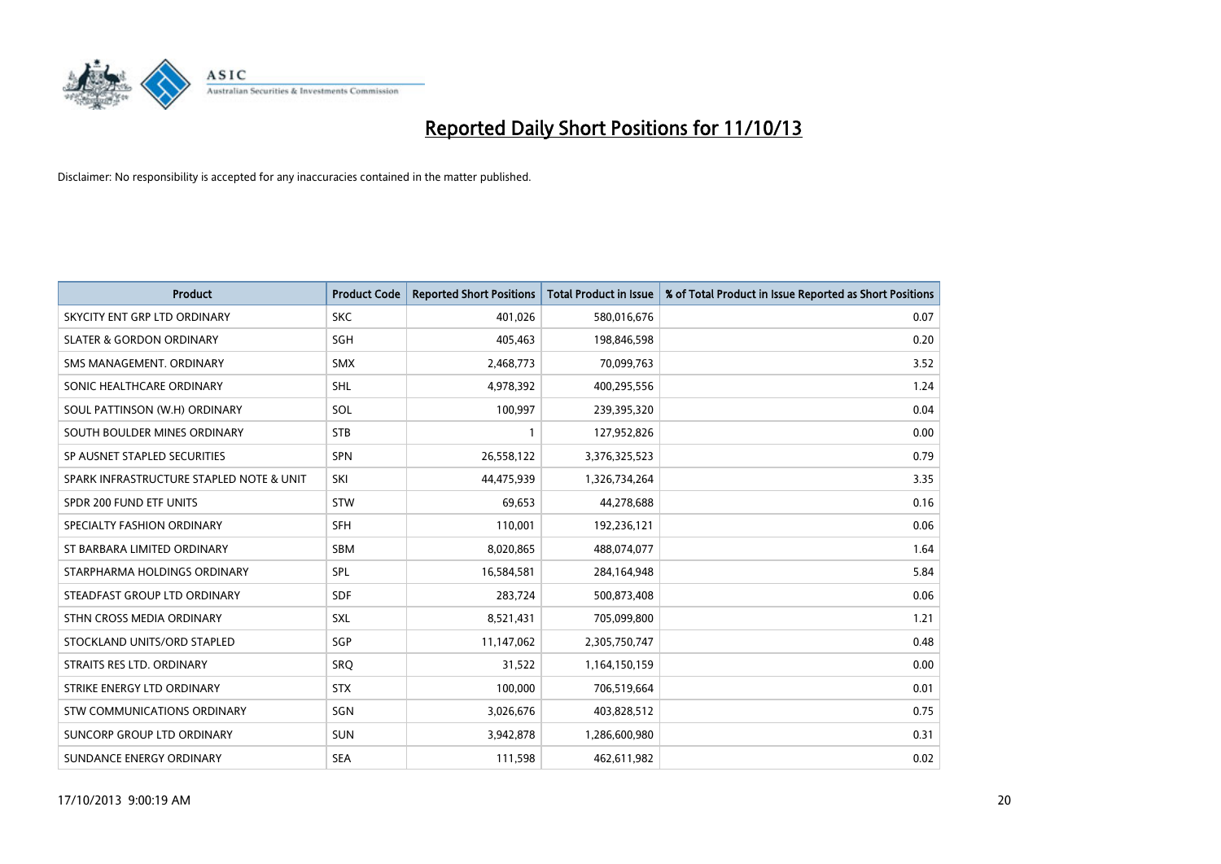# Reported Daily Short Positions for 11/10/13

Disclaimer: No responsibility is accepted for any inaccuracies contained in the matter published.

| Product | Product Code | Reported Short Positions | Total Product in Issue | % of Total Product in Issue Reported as Short Positions |
|---|---|---|---|---|
| SKYCITY ENT GRP LTD ORDINARY | SKC | 401,026 | 580,016,676 | 0.07 |
| SLATER & GORDON ORDINARY | SGH | 405,463 | 198,846,598 | 0.20 |
| SMS MANAGEMENT. ORDINARY | SMX | 2,468,773 | 70,099,763 | 3.52 |
| SONIC HEALTHCARE ORDINARY | SHL | 4,978,392 | 400,295,556 | 1.24 |
| SOUL PATTINSON (W.H) ORDINARY | SOL | 100,997 | 239,395,320 | 0.04 |
| SOUTH BOULDER MINES ORDINARY | STB | 1 | 127,952,826 | 0.00 |
| SP AUSNET STAPLED SECURITIES | SPN | 26,558,122 | 3,376,325,523 | 0.79 |
| SPARK INFRASTRUCTURE STAPLED NOTE & UNIT | SKI | 44,475,939 | 1,326,734,264 | 3.35 |
| SPDR 200 FUND ETF UNITS | STW | 69,653 | 44,278,688 | 0.16 |
| SPECIALTY FASHION ORDINARY | SFH | 110,001 | 192,236,121 | 0.06 |
| ST BARBARA LIMITED ORDINARY | SBM | 8,020,865 | 488,074,077 | 1.64 |
| STARPHARMA HOLDINGS ORDINARY | SPL | 16,584,581 | 284,164,948 | 5.84 |
| STEADFAST GROUP LTD ORDINARY | SDF | 283,724 | 500,873,408 | 0.06 |
| STHN CROSS MEDIA ORDINARY | SXL | 8,521,431 | 705,099,800 | 1.21 |
| STOCKLAND UNITS/ORD STAPLED | SGP | 11,147,062 | 2,305,750,747 | 0.48 |
| STRAITS RES LTD. ORDINARY | SRQ | 31,522 | 1,164,150,159 | 0.00 |
| STRIKE ENERGY LTD ORDINARY | STX | 100,000 | 706,519,664 | 0.01 |
| STW COMMUNICATIONS ORDINARY | SGN | 3,026,676 | 403,828,512 | 0.75 |
| SUNCORP GROUP LTD ORDINARY | SUN | 3,942,878 | 1,286,600,980 | 0.31 |
| SUNDANCE ENERGY ORDINARY | SEA | 111,598 | 462,611,982 | 0.02 |

17/10/2013 9:00:19 AM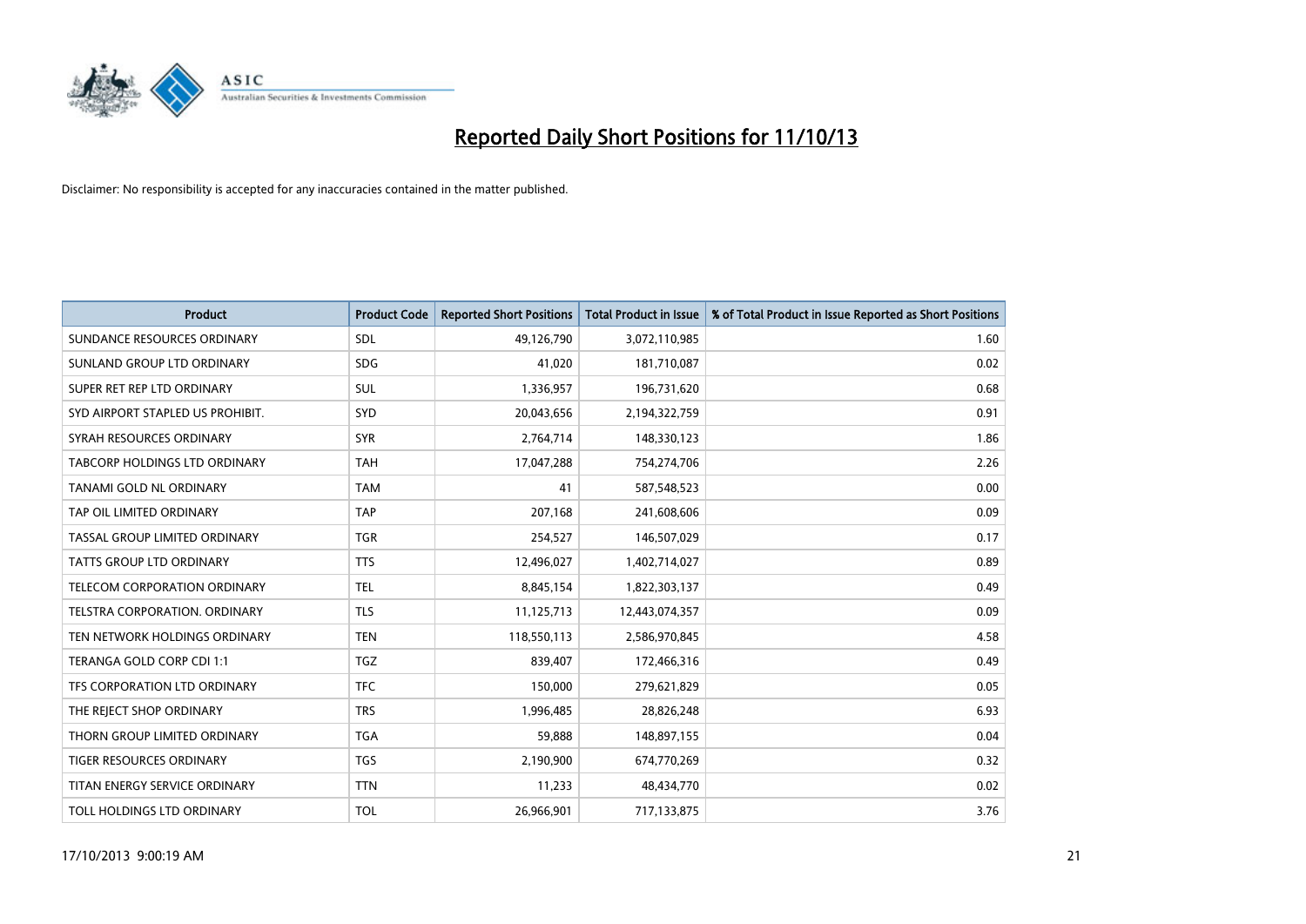# Reported Daily Short Positions for 11/10/13

Disclaimer: No responsibility is accepted for any inaccuracies contained in the matter published.

| Product | Product Code | Reported Short Positions | Total Product in Issue | % of Total Product in Issue Reported as Short Positions |
|---|---|---|---|---|
| SUNDANCE RESOURCES ORDINARY | SDL | 49,126,790 | 3,072,110,985 | 1.60 |
| SUNLAND GROUP LTD ORDINARY | SDG | 41,020 | 181,710,087 | 0.02 |
| SUPER RET REP LTD ORDINARY | SUL | 1,336,957 | 196,731,620 | 0.68 |
| SYD AIRPORT STAPLED US PROHIBIT. | SYD | 20,043,656 | 2,194,322,759 | 0.91 |
| SYRAH RESOURCES ORDINARY | SYR | 2,764,714 | 148,330,123 | 1.86 |
| TABCORP HOLDINGS LTD ORDINARY | TAH | 17,047,288 | 754,274,706 | 2.26 |
| TANAMI GOLD NL ORDINARY | TAM | 41 | 587,548,523 | 0.00 |
| TAP OIL LIMITED ORDINARY | TAP | 207,168 | 241,608,606 | 0.09 |
| TASSAL GROUP LIMITED ORDINARY | TGR | 254,527 | 146,507,029 | 0.17 |
| TATTS GROUP LTD ORDINARY | TTS | 12,496,027 | 1,402,714,027 | 0.89 |
| TELECOM CORPORATION ORDINARY | TEL | 8,845,154 | 1,822,303,137 | 0.49 |
| TELSTRA CORPORATION. ORDINARY | TLS | 11,125,713 | 12,443,074,357 | 0.09 |
| TEN NETWORK HOLDINGS ORDINARY | TEN | 118,550,113 | 2,586,970,845 | 4.58 |
| TERANGA GOLD CORP CDI 1:1 | TGZ | 839,407 | 172,466,316 | 0.49 |
| TFS CORPORATION LTD ORDINARY | TFC | 150,000 | 279,621,829 | 0.05 |
| THE REJECT SHOP ORDINARY | TRS | 1,996,485 | 28,826,248 | 6.93 |
| THORN GROUP LIMITED ORDINARY | TGA | 59,888 | 148,897,155 | 0.04 |
| TIGER RESOURCES ORDINARY | TGS | 2,190,900 | 674,770,269 | 0.32 |
| TITAN ENERGY SERVICE ORDINARY | TTN | 11,233 | 48,434,770 | 0.02 |
| TOLL HOLDINGS LTD ORDINARY | TOL | 26,966,901 | 717,133,875 | 3.76 |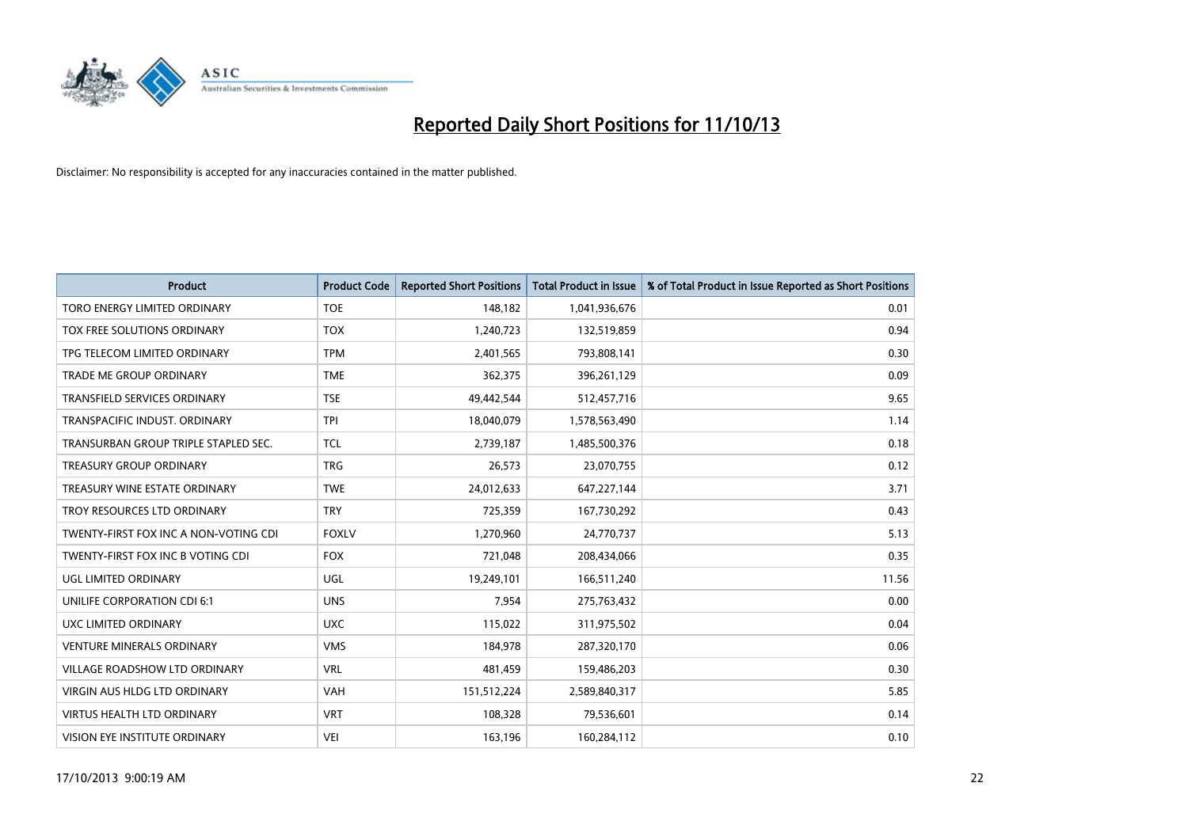# Reported Daily Short Positions for 11/10/13

Disclaimer: No responsibility is accepted for any inaccuracies contained in the matter published.

| Product | Product Code | Reported Short Positions | Total Product in Issue | % of Total Product in Issue Reported as Short Positions |
|---|---|---|---|---|
| TORO ENERGY LIMITED ORDINARY | TOE | 148,182 | 1,041,936,676 | 0.01 |
| TOX FREE SOLUTIONS ORDINARY | TOX | 1,240,723 | 132,519,859 | 0.94 |
| TPG TELECOM LIMITED ORDINARY | TPM | 2,401,565 | 793,808,141 | 0.30 |
| TRADE ME GROUP ORDINARY | TME | 362,375 | 396,261,129 | 0.09 |
| TRANSFIELD SERVICES ORDINARY | TSE | 49,442,544 | 512,457,716 | 9.65 |
| TRANSPACIFIC INDUST. ORDINARY | TPI | 18,040,079 | 1,578,563,490 | 1.14 |
| TRANSURBAN GROUP TRIPLE STAPLED SEC. | TCL | 2,739,187 | 1,485,500,376 | 0.18 |
| TREASURY GROUP ORDINARY | TRG | 26,573 | 23,070,755 | 0.12 |
| TREASURY WINE ESTATE ORDINARY | TWE | 24,012,633 | 647,227,144 | 3.71 |
| TROY RESOURCES LTD ORDINARY | TRY | 725,359 | 167,730,292 | 0.43 |
| TWENTY-FIRST FOX INC A NON-VOTING CDI | FOXLV | 1,270,960 | 24,770,737 | 5.13 |
| TWENTY-FIRST FOX INC B VOTING CDI | FOX | 721,048 | 208,434,066 | 0.35 |
| UGL LIMITED ORDINARY | UGL | 19,249,101 | 166,511,240 | 11.56 |
| UNILIFE CORPORATION CDI 6:1 | UNS | 7,954 | 275,763,432 | 0.00 |
| UXC LIMITED ORDINARY | UXC | 115,022 | 311,975,502 | 0.04 |
| VENTURE MINERALS ORDINARY | VMS | 184,978 | 287,320,170 | 0.06 |
| VILLAGE ROADSHOW LTD ORDINARY | VRL | 481,459 | 159,486,203 | 0.30 |
| VIRGIN AUS HLDG LTD ORDINARY | VAH | 151,512,224 | 2,589,840,317 | 5.85 |
| VIRTUS HEALTH LTD ORDINARY | VRT | 108,328 | 79,536,601 | 0.14 |
| VISION EYE INSTITUTE ORDINARY | VEI | 163,196 | 160,284,112 | 0.10 |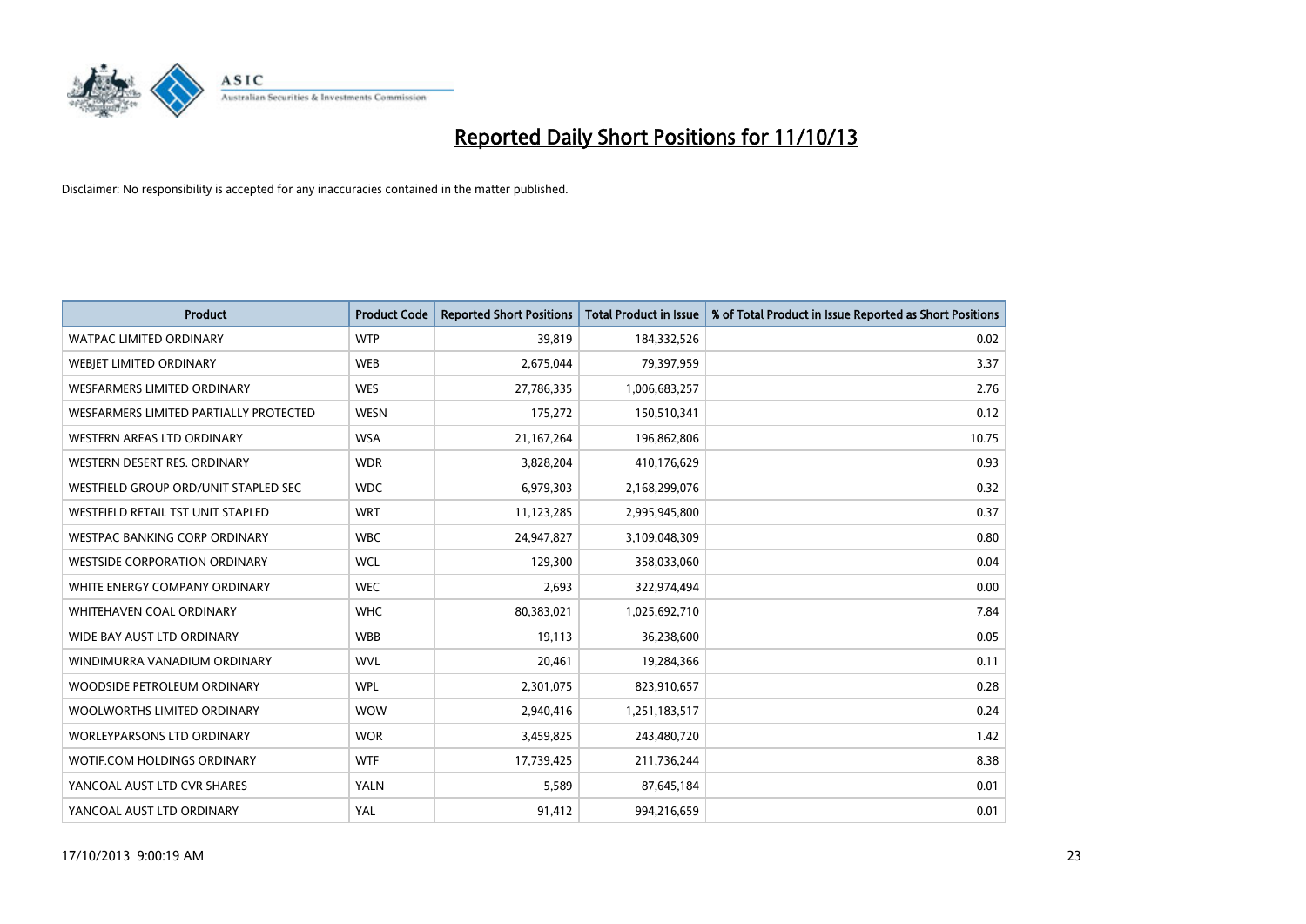# Reported Daily Short Positions for 11/10/13

Disclaimer: No responsibility is accepted for any inaccuracies contained in the matter published.

| Product | Product Code | Reported Short Positions | Total Product in Issue | % of Total Product in Issue Reported as Short Positions |
|---|---|---|---|---|
| WATPAC LIMITED ORDINARY | WTP | 39,819 | 184,332,526 | 0.02 |
| WEBJET LIMITED ORDINARY | WEB | 2,675,044 | 79,397,959 | 3.37 |
| WESFARMERS LIMITED ORDINARY | WES | 27,786,335 | 1,006,683,257 | 2.76 |
| WESFARMERS LIMITED PARTIALLY PROTECTED | WESN | 175,272 | 150,510,341 | 0.12 |
| WESTERN AREAS LTD ORDINARY | WSA | 21,167,264 | 196,862,806 | 10.75 |
| WESTERN DESERT RES. ORDINARY | WDR | 3,828,204 | 410,176,629 | 0.93 |
| WESTFIELD GROUP ORD/UNIT STAPLED SEC | WDC | 6,979,303 | 2,168,299,076 | 0.32 |
| WESTFIELD RETAIL TST UNIT STAPLED | WRT | 11,123,285 | 2,995,945,800 | 0.37 |
| WESTPAC BANKING CORP ORDINARY | WBC | 24,947,827 | 3,109,048,309 | 0.80 |
| WESTSIDE CORPORATION ORDINARY | WCL | 129,300 | 358,033,060 | 0.04 |
| WHITE ENERGY COMPANY ORDINARY | WEC | 2,693 | 322,974,494 | 0.00 |
| WHITEHAVEN COAL ORDINARY | WHC | 80,383,021 | 1,025,692,710 | 7.84 |
| WIDE BAY AUST LTD ORDINARY | WBB | 19,113 | 36,238,600 | 0.05 |
| WINDIMURRA VANADIUM ORDINARY | WVL | 20,461 | 19,284,366 | 0.11 |
| WOODSIDE PETROLEUM ORDINARY | WPL | 2,301,075 | 823,910,657 | 0.28 |
| WOOLWORTHS LIMITED ORDINARY | WOW | 2,940,416 | 1,251,183,517 | 0.24 |
| WORLEYPARSONS LTD ORDINARY | WOR | 3,459,825 | 243,480,720 | 1.42 |
| WOTIF.COM HOLDINGS ORDINARY | WTF | 17,739,425 | 211,736,244 | 8.38 |
| YANCOAL AUST LTD CVR SHARES | YALN | 5,589 | 87,645,184 | 0.01 |
| YANCOAL AUST LTD ORDINARY | YAL | 91,412 | 994,216,659 | 0.01 |

17/10/2013 9:00:19 AM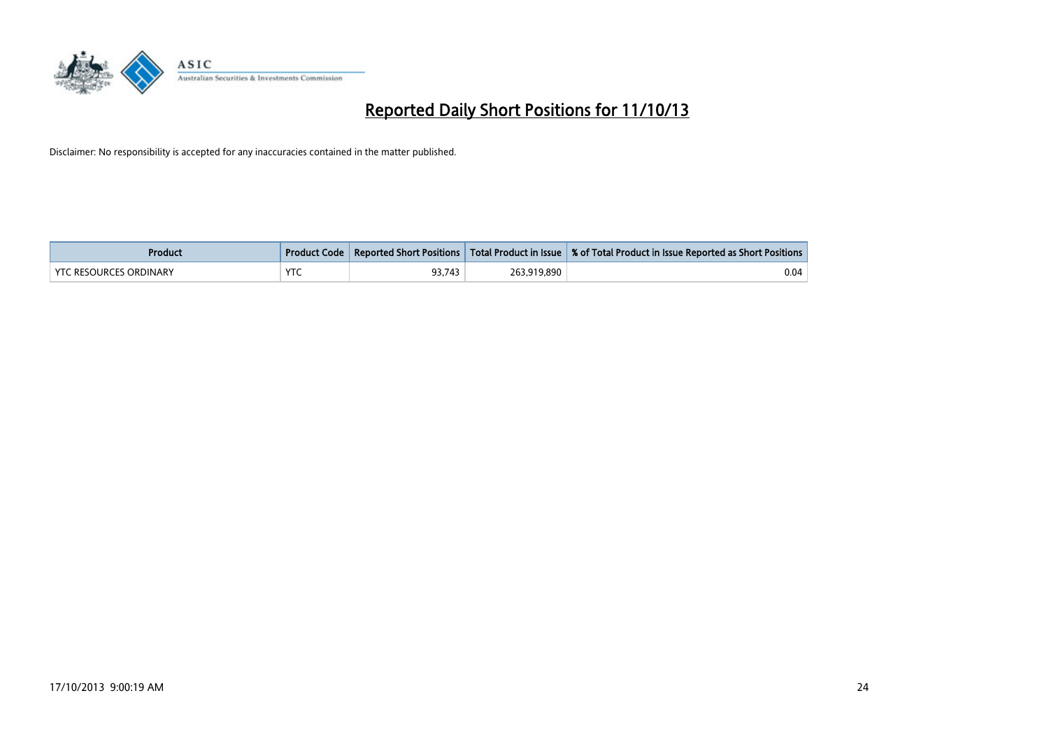# Reported Daily Short Positions for 11/10/13

Disclaimer: No responsibility is accepted for any inaccuracies contained in the matter published.

| Product | Product Code | Reported Short Positions | Total Product in Issue | % of Total Product in Issue Reported as Short Positions |
|---|---|---|---|---|
| YTC RESOURCES ORDINARY | YTC | 93,743 | 263,919,890 | 0.04 |

17/10/2013 9:00:19 AM